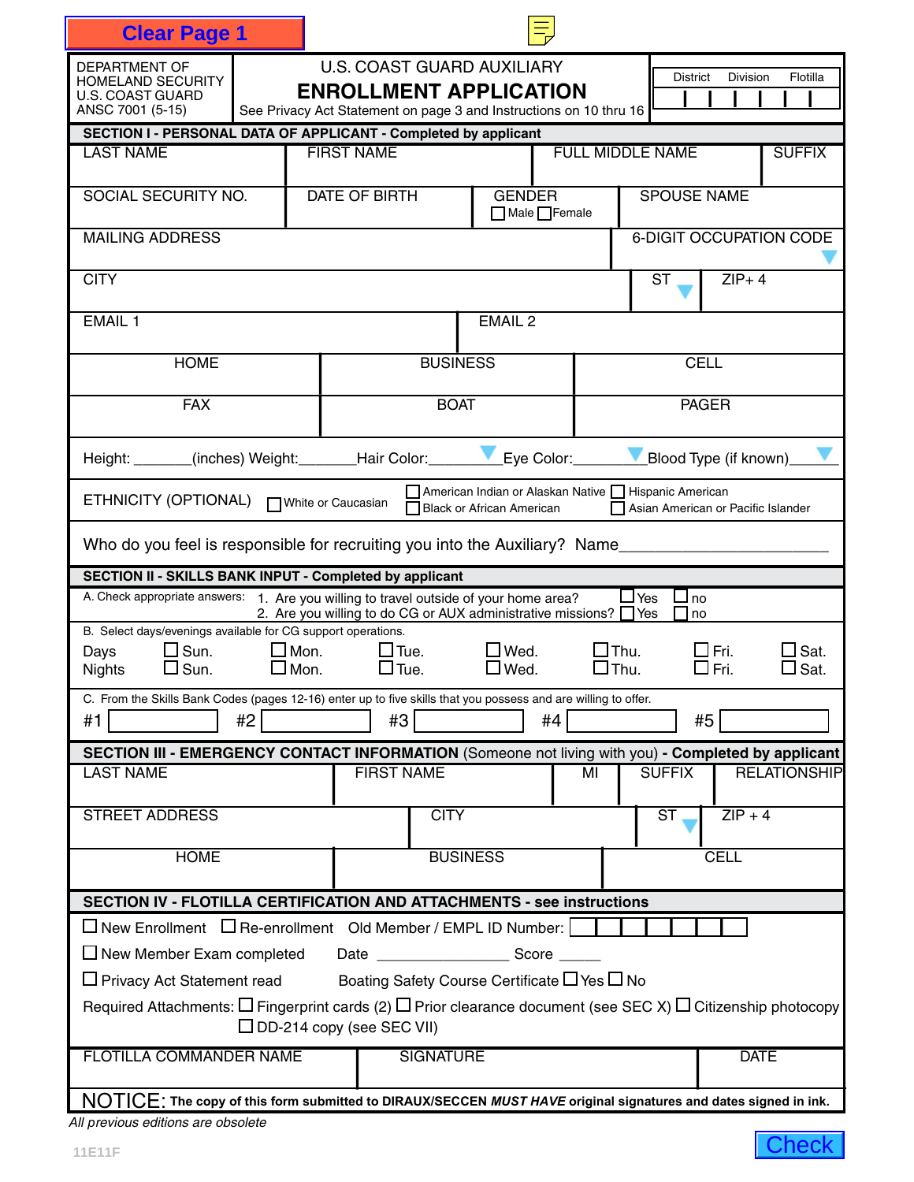Clear Page 1

| DEPARTMENT OF HOMELAND SECURITY U.S. COAST GUARD ANSC 7001 (5-15) | U.S. COAST GUARD AUXILIARY **ENROLLMENT APPLICATION** See Privacy Act Statement on page 3 and Instructions on 10 thru 16 | District Division Flotilla |
|---|---|---|

## SECTION I - PERSONAL DATA OF APPLICANT - Completed by applicant

| LAST NAME | FIRST NAME | FULL MIDDLE NAME | SUFFIX |
|---|---|---|---|
| | | | |

| SOCIAL SECURITY NO. | DATE OF BIRTH | GENDER ☐ Male ☐ Female | SPOUSE NAME |
|---|---|---|---|
| | | | |

| MAILING ADDRESS | 6-DIGIT OCCUPATION CODE |
|---|---|
| | |

| CITY | ST | ZIP+ 4 |
|---|---|---|
| | | |

| EMAIL 1 | EMAIL 2 |
|---|---|
| | |

| HOME | BUSINESS | CELL |
|---|---|---|
| | | |

| FAX | BOAT | PAGER |
|---|---|---|
| | | |

Height: _______(inches) Weight:_______Hair Color:_________Eye Color:_________Blood Type (if known)_______

ETHNICITY (OPTIONAL) ☐ White or Caucasian ☐ American Indian or Alaskan Native ☐ Black or African American ☐ Hispanic American ☐ Asian American or Pacific Islander

Who do you feel is responsible for recruiting you into the Auxiliary? Name______________________

## SECTION II - SKILLS BANK INPUT - Completed by applicant

A. Check appropriate answers:
1. Are you willing to travel outside of your home area? ☐ Yes ☐ no
2. Are you willing to do CG or AUX administrative missions? ☐ Yes ☐ no

B. Select days/evenings available for CG support operations.

| | | | | | | | |
|---|---|---|---|---|---|---|---|
| Days | ☐ Sun. | ☐ Mon. | ☐ Tue. | ☐ Wed. | ☐ Thu. | ☐ Fri. | ☐ Sat. |
| Nights | ☐ Sun. | ☐ Mon. | ☐ Tue. | ☐ Wed. | ☐ Thu. | ☐ Fri. | ☐ Sat. |

C. From the Skills Bank Codes (pages 12-16) enter up to five skills that you possess and are willing to offer.

#1 ________ #2 ________ #3 ________ #4 ________ #5 ________

## SECTION III - EMERGENCY CONTACT INFORMATION (Someone not living with you) - Completed by applicant

| LAST NAME | FIRST NAME | MI | SUFFIX | RELATIONSHIP |
|---|---|---|---|---|
| | | | | |

| STREET ADDRESS | CITY | ST | ZIP + 4 |
|---|---|---|---|
| | | | |

| HOME | BUSINESS | CELL |
|---|---|---|
| | | |

## SECTION IV - FLOTILLA CERTIFICATION AND ATTACHMENTS - see instructions

☐ New Enrollment ☐ Re-enrollment Old Member / EMPL ID Number: ☐☐☐☐☐☐☐

☐ New Member Exam completed Date ________________ Score ______

☐ Privacy Act Statement read Boating Safety Course Certificate ☐ Yes ☐ No

Required Attachments: ☐ Fingerprint cards (2) ☐ Prior clearance document (see SEC X) ☐ Citizenship photocopy ☐ DD-214 copy (see SEC VII)

| FLOTILLA COMMANDER NAME | SIGNATURE | DATE |
|---|---|---|
| | | |

NOTICE: **The copy of this form submitted to DIRAUX/SECCEN *MUST HAVE* original signatures and dates signed in ink.**

*All previous editions are obsolete*

11E11F

Check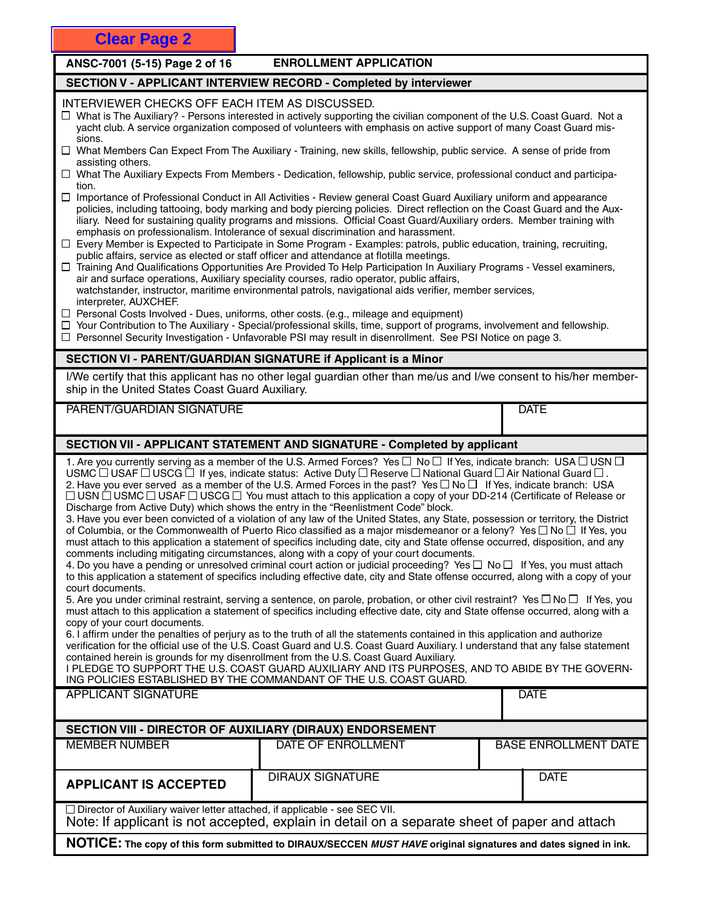Clear Page 2

**ANSC-7001 (5-15)** **ENROLLMENT APPLICATION**

## SECTION V - APPLICANT INTERVIEW RECORD - Completed by interviewer

INTERVIEWER CHECKS OFF EACH ITEM AS DISCUSSED.

- ☐ What is The Auxiliary? - Persons interested in actively supporting the civilian component of the U.S. Coast Guard. Not a yacht club. A service organization composed of volunteers with emphasis on active support of many Coast Guard missions.
- ☐ What Members Can Expect From The Auxiliary - Training, new skills, fellowship, public service. A sense of pride from assisting others.
- ☐ What The Auxiliary Expects From Members - Dedication, fellowship, public service, professional conduct and participation.
- ☐ Importance of Professional Conduct in All Activities - Review general Coast Guard Auxiliary uniform and appearance policies, including tattooing, body marking and body piercing policies. Direct reflection on the Coast Guard and the Auxiliary. Need for sustaining quality programs and missions. Official Coast Guard/Auxiliary orders. Member training with emphasis on professionalism. Intolerance of sexual discrimination and harassment.
- ☐ Every Member is Expected to Participate in Some Program - Examples: patrols, public education, training, recruiting, public affairs, service as elected or staff officer and attendance at flotilla meetings.
- ☐ Training And Qualifications Opportunities Are Provided To Help Participation In Auxiliary Programs - Vessel examiners, air and surface operations, Auxiliary speciality courses, radio operator, public affairs, watchstander, instructor, maritime environmental patrols, navigational aids verifier, member services, interpreter, AUXCHEF.
- ☐ Personal Costs Involved - Dues, uniforms, other costs. (e.g., mileage and equipment)
- ☐ Your Contribution to The Auxiliary - Special/professional skills, time, support of programs, involvement and fellowship.
- ☐ Personnel Security Investigation - Unfavorable PSI may result in disenrollment. See PSI Notice on page 3.

## SECTION VI - PARENT/GUARDIAN SIGNATURE if Applicant is a Minor

I/We certify that this applicant has no other legal guardian other than me/us and I/we consent to his/her membership in the United States Coast Guard Auxiliary.

| PARENT/GUARDIAN SIGNATURE | DATE |
|---|---|
| | |

## SECTION VII - APPLICANT STATEMENT AND SIGNATURE - Completed by applicant

1. Are you currently serving as a member of the U.S. Armed Forces? Yes ☐ No ☐ If Yes, indicate branch: USA ☐ USN ☐ USMC ☐ USAF ☐ USCG ☐ If yes, indicate status: Active Duty ☐ Reserve ☐ National Guard ☐ Air National Guard ☐.
2. Have you ever served as a member of the U.S. Armed Forces in the past? Yes ☐ No ☐ If Yes, indicate branch: USA ☐ USN ☐ USMC ☐ USAF ☐ USCG ☐ You must attach to this application a copy of your DD-214 (Certificate of Release or Discharge from Active Duty) which shows the entry in the "Reenlistment Code" block.
3. Have you ever been convicted of a violation of any law of the United States, any State, possession or territory, the District of Columbia, or the Commonwealth of Puerto Rico classified as a major misdemeanor or a felony? Yes ☐ No ☐ If Yes, you must attach to this application a statement of specifics including date, city and State offense occurred, disposition, and any comments including mitigating circumstances, along with a copy of your court documents.
4. Do you have a pending or unresolved criminal court action or judicial proceeding? Yes ☐ No ☐ If Yes, you must attach to this application a statement of specifics including effective date, city and State offense occurred, along with a copy of your court documents.
5. Are you under criminal restraint, serving a sentence, on parole, probation, or other civil restraint? Yes ☐ No ☐ If Yes, you must attach to this application a statement of specifics including effective date, city and State offense occurred, along with a copy of your court documents.
6. I affirm under the penalties of perjury as to the truth of all the statements contained in this application and authorize verification for the official use of the U.S. Coast Guard and U.S. Coast Guard Auxiliary. I understand that any false statement contained herein is grounds for my disenrollment from the U.S. Coast Guard Auxiliary.

I PLEDGE TO SUPPORT THE U.S. COAST GUARD AUXILIARY AND ITS PURPOSES, AND TO ABIDE BY THE GOVERNING POLICIES ESTABLISHED BY THE COMMANDANT OF THE U.S. COAST GUARD.

| APPLICANT SIGNATURE | DATE |
|---|---|
| | |

## SECTION VIII - DIRECTOR OF AUXILIARY (DIRAUX) ENDORSEMENT

| MEMBER NUMBER | DATE OF ENROLLMENT | BASE ENROLLMENT DATE |
|---|---|---|
| | | |

| **APPLICANT IS ACCEPTED** | DIRAUX SIGNATURE | DATE |
|---|---|---|

☐ Director of Auxiliary waiver letter attached, if applicable - see SEC VII.

Note: If applicant is not accepted, explain in detail on a separate sheet of paper and attach

**NOTICE: The copy of this form submitted to DIRAUX/SECCEN *MUST HAVE* original signatures and dates signed in ink.**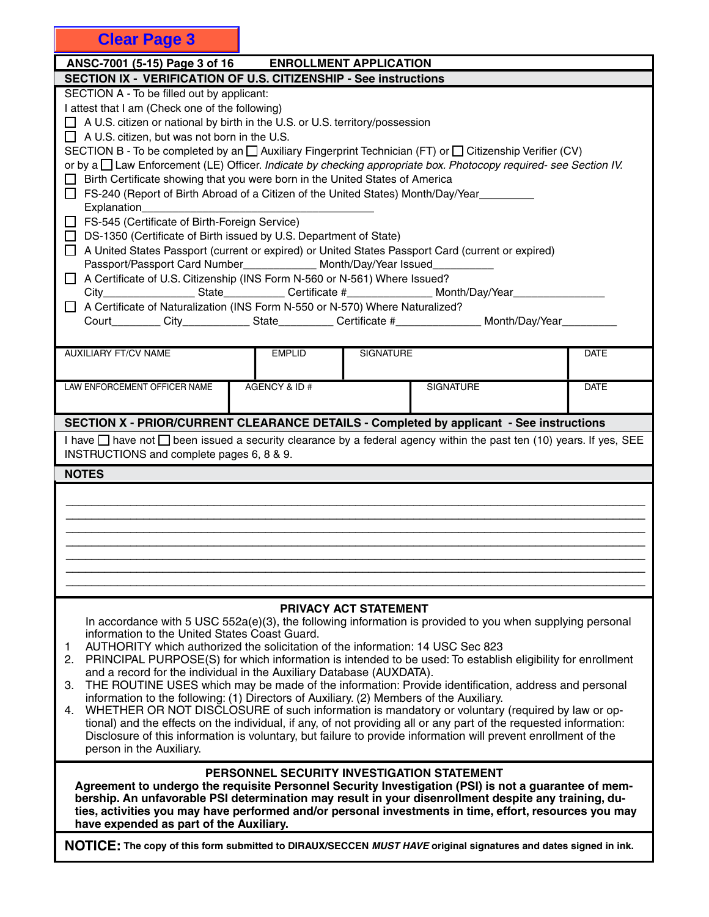Clear Page 3

**ANSC-7001 (5-15) Page 3 of 16 ENROLLMENT APPLICATION**

## SECTION IX - VERIFICATION OF U.S. CITIZENSHIP - See instructions

SECTION A - To be filled out by applicant:

I attest that I am (Check one of the following)

- ☐ A U.S. citizen or national by birth in the U.S. or U.S. territory/possession
- ☐ A U.S. citizen, but was not born in the U.S.

SECTION B - To be completed by an ☐ Auxiliary Fingerprint Technician (FT) or ☐ Citizenship Verifier (CV) or by a ☐ Law Enforcement (LE) Officer. *Indicate by checking appropriate box. Photocopy required- see Section IV.*

- ☐ Birth Certificate showing that you were born in the United States of America
- ☐ FS-240 (Report of Birth Abroad of a Citizen of the United States) Month/Day/Year_________
  Explanation_______________________________________
- ☐ FS-545 (Certificate of Birth-Foreign Service)
- ☐ DS-1350 (Certificate of Birth issued by U.S. Department of State)
- ☐ A United States Passport (current or expired) or United States Passport Card (current or expired)
  Passport/Passport Card Number____________ Month/Day/Year Issued__________
- ☐ A Certificate of U.S. Citizenship (INS Form N-560 or N-561) Where Issued?
  City_______________ State__________ Certificate #______________ Month/Day/Year_______________
- ☐ A Certificate of Naturalization (INS Form N-550 or N-570) Where Naturalized?
  Court________ City___________ State_________ Certificate #______________ Month/Day/Year_________

| AUXILIARY FT/CV NAME | EMPLID | SIGNATURE | DATE |
|---|---|---|---|
| | | | |

| LAW ENFORCEMENT OFFICER NAME | AGENCY & ID # | SIGNATURE | DATE |
|---|---|---|---|
| | | | |

## SECTION X - PRIOR/CURRENT CLEARANCE DETAILS - Completed by applicant - See instructions

I have ☐ have not ☐ been issued a security clearance by a federal agency within the past ten (10) years. If yes, SEE INSTRUCTIONS and complete pages 6, 8 & 9.

## NOTES

_______________________________________________________________________________
_______________________________________________________________________________
_______________________________________________________________________________
_______________________________________________________________________________
_______________________________________________________________________________
_______________________________________________________________________________
_______________________________________________________________________________

## PRIVACY ACT STATEMENT

In accordance with 5 USC 552a(e)(3), the following information is provided to you when supplying personal information to the United States Coast Guard.

1. AUTHORITY which authorized the solicitation of the information: 14 USC Sec 823
2. PRINCIPAL PURPOSE(S) for which information is intended to be used: To establish eligibility for enrollment and a record for the individual in the Auxiliary Database (AUXDATA).
3. THE ROUTINE USES which may be made of the information: Provide identification, address and personal information to the following: (1) Directors of Auxiliary. (2) Members of the Auxiliary.
4. WHETHER OR NOT DISCLOSURE of such information is mandatory or voluntary (required by law or optional) and the effects on the individual, if any, of not providing all or any part of the requested information: Disclosure of this information is voluntary, but failure to provide information will prevent enrollment of the person in the Auxiliary.

## PERSONNEL SECURITY INVESTIGATION STATEMENT

**Agreement to undergo the requisite Personnel Security Investigation (PSI) is not a guarantee of membership. An unfavorable PSI determination may result in your disenrollment despite any training, duties, activities you may have performed and/or personal investments in time, effort, resources you may have expended as part of the Auxiliary.**

**NOTICE: The copy of this form submitted to DIRAUX/SECCEN *MUST HAVE* original signatures and dates signed in ink.**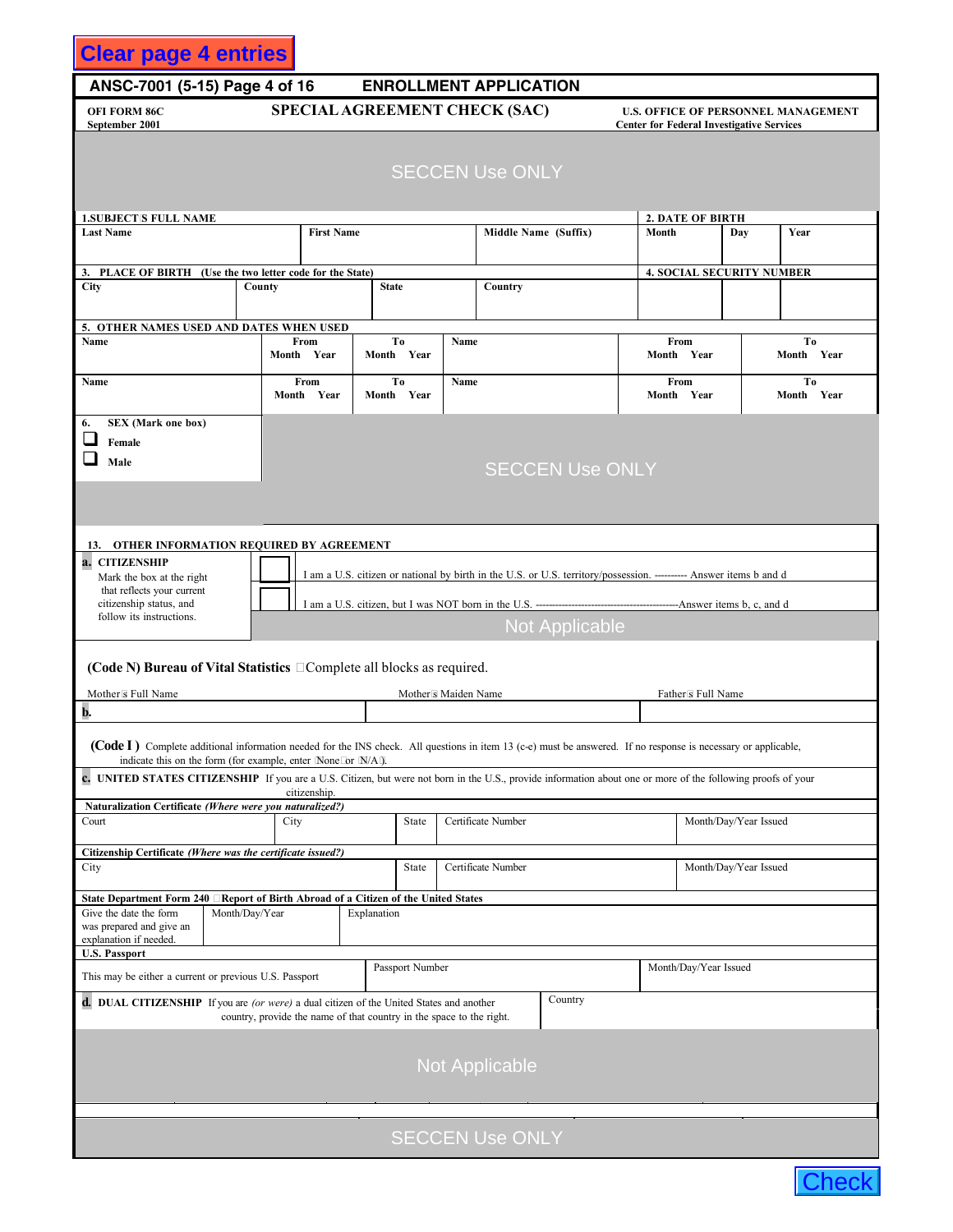Clear page 4 entries

**ANSC-7001 (5-15) Page 4 of 16 ENROLLMENT APPLICATION**

| OFI FORM 86C September 2001 | SPECIAL AGREEMENT CHECK (SAC) | U.S. OFFICE OF PERSONNEL MANAGEMENT Center for Federal Investigative Services |
|---|---|---|

SECCEN Use ONLY

**1.SUBJECT'S FULL NAME**

| Last Name | First Name | Middle Name (Suffix) | 2. DATE OF BIRTH Month | Day | Year |
|---|---|---|---|---|---|
| | | | | | |

**3. PLACE OF BIRTH (Use the two letter code for the State)**

| City | County | State | Country | 4. SOCIAL SECURITY NUMBER | | |
|---|---|---|---|---|---|---|
| | | | | | | |

**5. OTHER NAMES USED AND DATES WHEN USED**

| Name | From Month Year | To Month Year | Name | From Month Year | To Month Year |
|---|---|---|---|---|---|
| | | | | | |
| Name | From Month Year | To Month Year | Name | From Month Year | To Month Year |
| | | | | | |

**6. SEX (Mark one box)**

- ☐ Female
- ☐ Male

SECCEN Use ONLY

**13. OTHER INFORMATION REQUIRED BY AGREEMENT**

**a. CITIZENSHIP**
Mark the box at the right that reflects your current citizenship status, and follow its instructions.

- ☐ I am a U.S. citizen or national by birth in the U.S. or U.S. territory/possession. ---------- Answer items b and d
- ☐ I am a U.S. citizen, but I was NOT born in the U.S. ----------------------------------------Answer items b, c, and d

Not Applicable

**(Code N) Bureau of Vital Statistics** – Complete all blocks as required.

| Mother's Full Name | Mother's Maiden Name | Father's Full Name |
|---|---|---|
| **b.** | | |

**(Code I )** Complete additional information needed for the INS check. All questions in item 13 (c-e) must be answered. If no response is necessary or applicable, indicate this on the form (for example, enter "None" or "N/A").

**c. UNITED STATES CITIZENSHIP** If you are a U.S. Citizen, but were not born in the U.S., provide information about one or more of the following proofs of your citizenship.

**Naturalization Certificate** *(Where were you naturalized?)*

| Court | City | State | Certificate Number | Month/Day/Year Issued |
|---|---|---|---|---|
| | | | | |

**Citizenship Certificate** *(Where was the certificate issued?)*

| City | State | Certificate Number | Month/Day/Year Issued |
|---|---|---|---|
| | | | |

**State Department Form 240** – **Report of Birth Abroad of a Citizen of the United States**

| Give the date the form was prepared and give an explanation if needed. | Month/Day/Year | Explanation |
|---|---|---|
| | | |

**U.S. Passport**

| This may be either a current or previous U.S. Passport | Passport Number | Month/Day/Year Issued |
|---|---|---|
| | | |

**d. DUAL CITIZENSHIP** If you are *(or were)* a dual citizen of the United States and another country, provide the name of that country in the space to the right. Country: 

Not Applicable

SECCEN Use ONLY

Check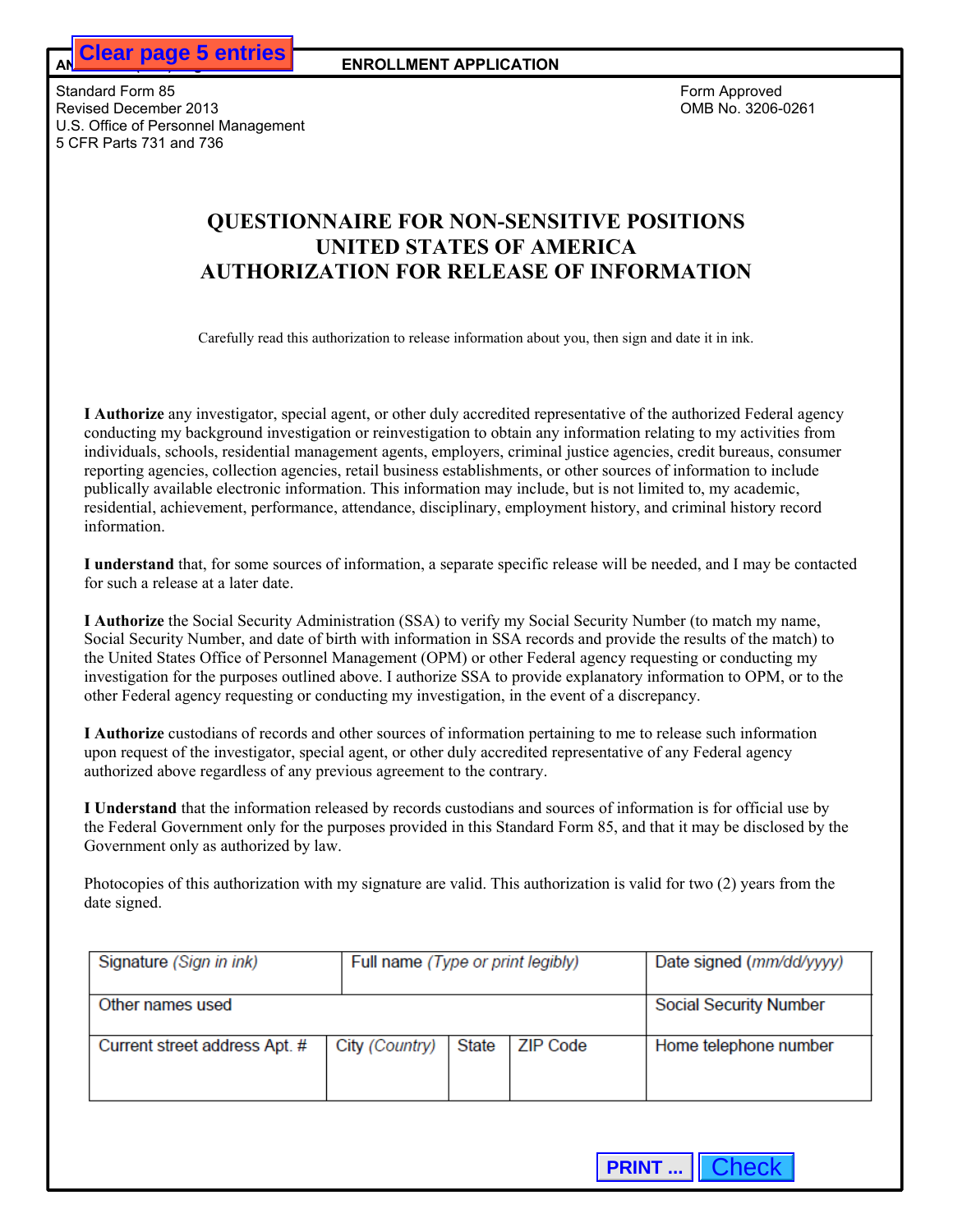ENROLLMENT APPLICATION

Standard Form 85
Revised December 2013
U.S. Office of Personnel Management
5 CFR Parts 731 and 736

Form Approved
OMB No. 3206-0261

# QUESTIONNAIRE FOR NON-SENSITIVE POSITIONS
# UNITED STATES OF AMERICA
# AUTHORIZATION FOR RELEASE OF INFORMATION

Carefully read this authorization to release information about you, then sign and date it in ink.

**I Authorize** any investigator, special agent, or other duly accredited representative of the authorized Federal agency conducting my background investigation or reinvestigation to obtain any information relating to my activities from individuals, schools, residential management agents, employers, criminal justice agencies, credit bureaus, consumer reporting agencies, collection agencies, retail business establishments, or other sources of information to include publically available electronic information. This information may include, but is not limited to, my academic, residential, achievement, performance, attendance, disciplinary, employment history, and criminal history record information.

**I understand** that, for some sources of information, a separate specific release will be needed, and I may be contacted for such a release at a later date.

**I Authorize** the Social Security Administration (SSA) to verify my Social Security Number (to match my name, Social Security Number, and date of birth with information in SSA records and provide the results of the match) to the United States Office of Personnel Management (OPM) or other Federal agency requesting or conducting my investigation for the purposes outlined above. I authorize SSA to provide explanatory information to OPM, or to the other Federal agency requesting or conducting my investigation, in the event of a discrepancy.

**I Authorize** custodians of records and other sources of information pertaining to me to release such information upon request of the investigator, special agent, or other duly accredited representative of any Federal agency authorized above regardless of any previous agreement to the contrary.

**I Understand** that the information released by records custodians and sources of information is for official use by the Federal Government only for the purposes provided in this Standard Form 85, and that it may be disclosed by the Government only as authorized by law.

Photocopies of this authorization with my signature are valid. This authorization is valid for two (2) years from the date signed.

| Signature *(Sign in ink)* | | Full name *(Type or print legibly)* | | Date signed *(mm/dd/yyyy)* |
|---|---|---|---|---|
| Other names used | | | | Social Security Number |
| Current street address Apt. # | City *(Country)* | State | ZIP Code | Home telephone number |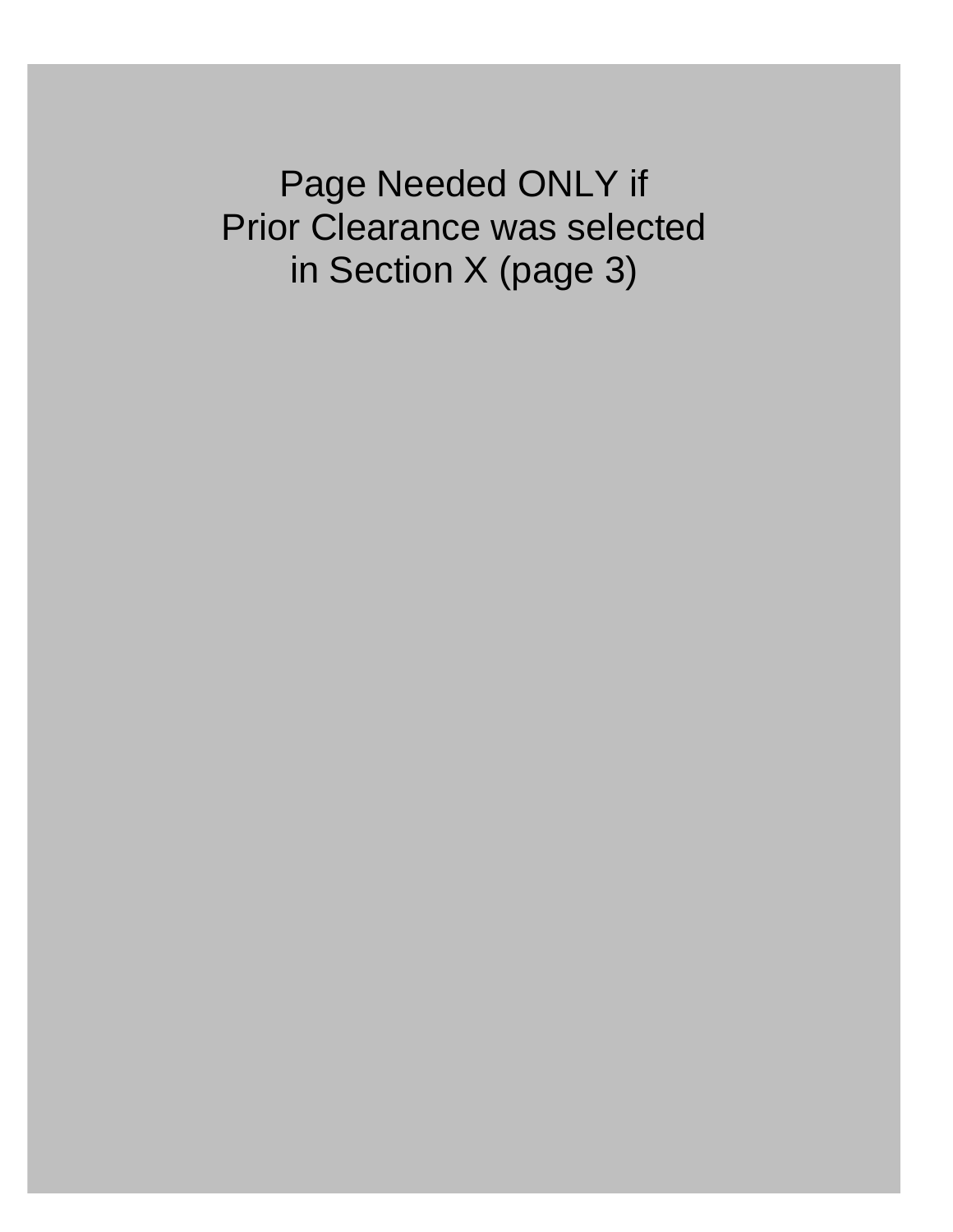Page Needed ONLY if
Prior Clearance was selected
in Section X (page 3)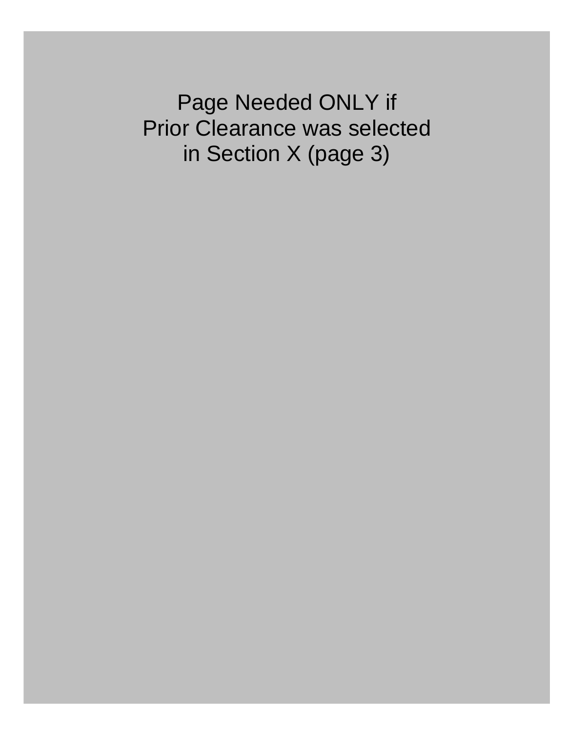Page Needed ONLY if
Prior Clearance was selected
in Section X (page 3)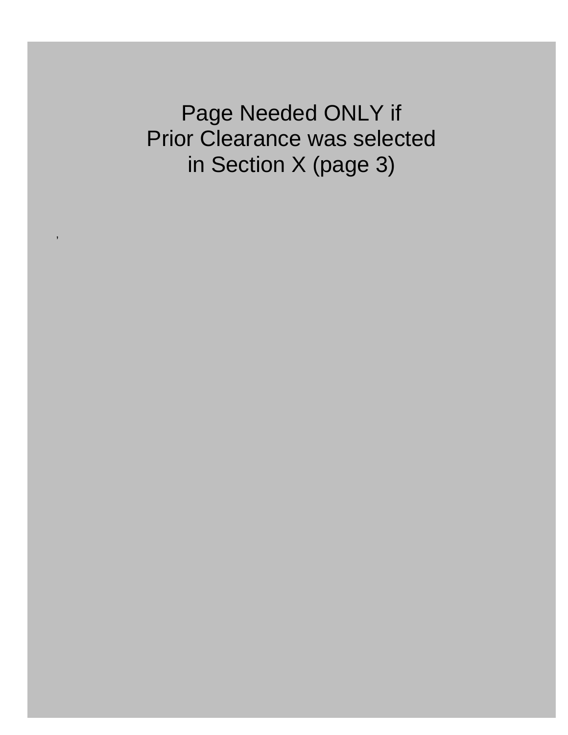Page Needed ONLY if
Prior Clearance was selected
in Section X (page 3)

,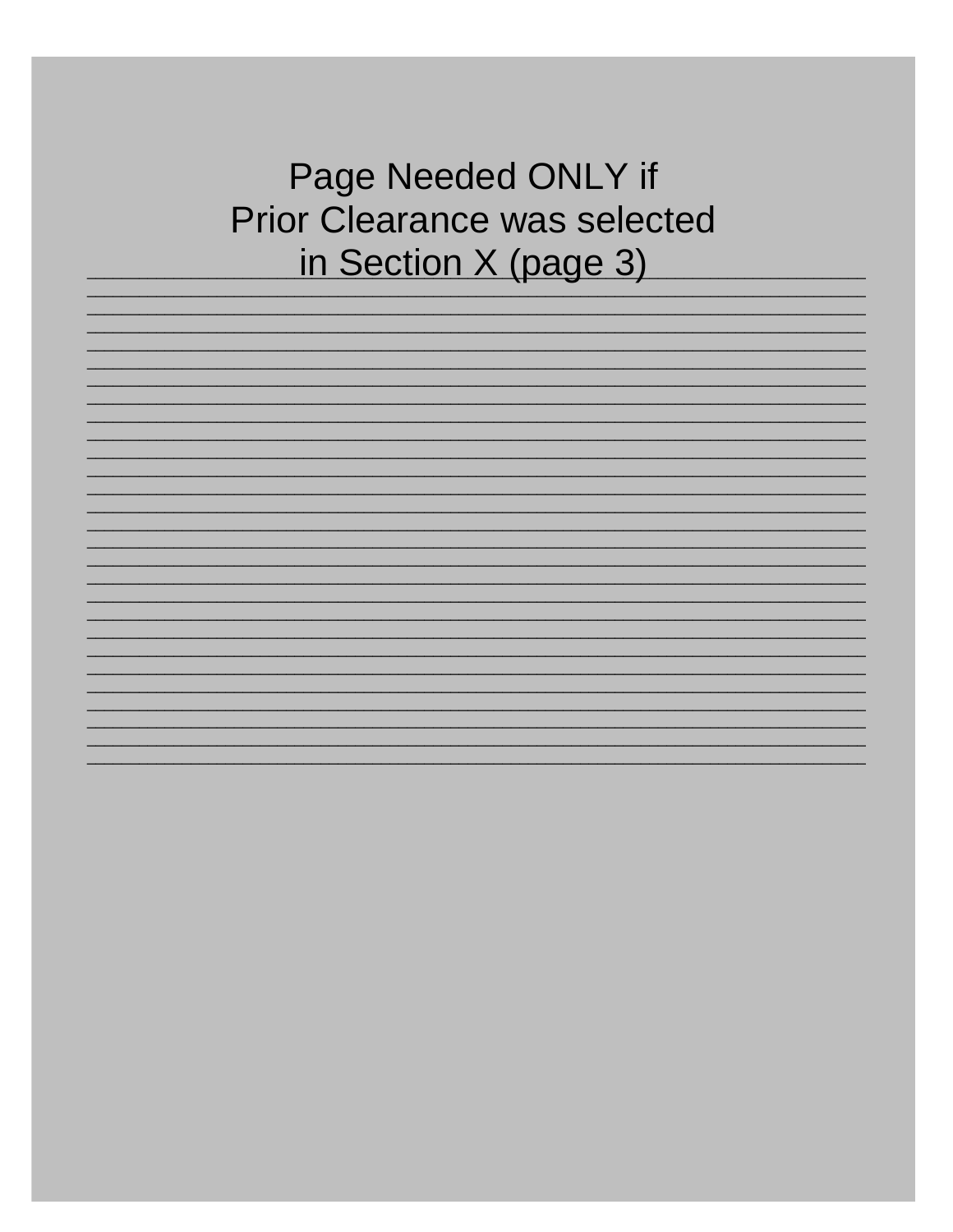Page Needed ONLY if
Prior Clearance was selected
in Section X (page 3)

__________________________________________________________________________
__________________________________________________________________________
__________________________________________________________________________
__________________________________________________________________________
__________________________________________________________________________
__________________________________________________________________________
__________________________________________________________________________
__________________________________________________________________________
__________________________________________________________________________
__________________________________________________________________________
__________________________________________________________________________
__________________________________________________________________________
__________________________________________________________________________
__________________________________________________________________________
__________________________________________________________________________
__________________________________________________________________________
__________________________________________________________________________
__________________________________________________________________________
__________________________________________________________________________
__________________________________________________________________________
__________________________________________________________________________
__________________________________________________________________________
__________________________________________________________________________
__________________________________________________________________________
__________________________________________________________________________
__________________________________________________________________________
__________________________________________________________________________
__________________________________________________________________________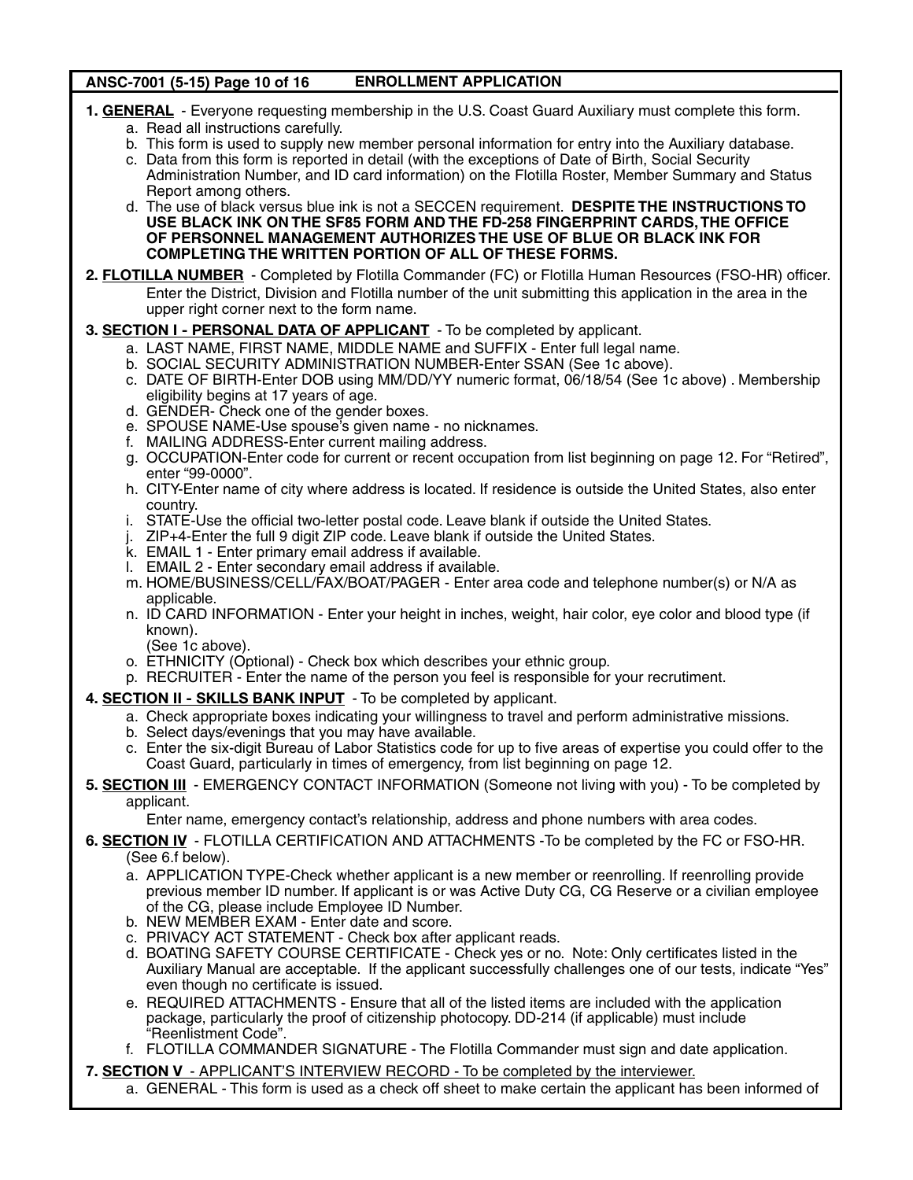**ANSC-7001 (5-15) Page 10 of 16 ENROLLMENT APPLICATION**

**1. <u>GENERAL</u>** - Everyone requesting membership in the U.S. Coast Guard Auxiliary must complete this form.

a. Read all instructions carefully.
b. This form is used to supply new member personal information for entry into the Auxiliary database.
c. Data from this form is reported in detail (with the exceptions of Date of Birth, Social Security Administration Number, and ID card information) on the Flotilla Roster, Member Summary and Status Report among others.
d. The use of black versus blue ink is not a SECCEN requirement. **DESPITE THE INSTRUCTIONS TO USE BLACK INK ON THE SF85 FORM AND THE FD-258 FINGERPRINT CARDS, THE OFFICE OF PERSONNEL MANAGEMENT AUTHORIZES THE USE OF BLUE OR BLACK INK FOR COMPLETING THE WRITTEN PORTION OF ALL OF THESE FORMS.**

**2. <u>FLOTILLA NUMBER</u>** - Completed by Flotilla Commander (FC) or Flotilla Human Resources (FSO-HR) officer. Enter the District, Division and Flotilla number of the unit submitting this application in the area in the upper right corner next to the form name.

**3. <u>SECTION I - PERSONAL DATA OF APPLICANT</u>** - To be completed by applicant.

a. LAST NAME, FIRST NAME, MIDDLE NAME and SUFFIX - Enter full legal name.
b. SOCIAL SECURITY ADMINISTRATION NUMBER-Enter SSAN (See 1c above).
c. DATE OF BIRTH-Enter DOB using MM/DD/YY numeric format, 06/18/54 (See 1c above) . Membership eligibility begins at 17 years of age.
d. GENDER- Check one of the gender boxes.
e. SPOUSE NAME-Use spouse's given name - no nicknames.
f. MAILING ADDRESS-Enter current mailing address.
g. OCCUPATION-Enter code for current or recent occupation from list beginning on page 12. For "Retired", enter "99-0000".
h. CITY-Enter name of city where address is located. If residence is outside the United States, also enter country.
i. STATE-Use the official two-letter postal code. Leave blank if outside the United States.
j. ZIP+4-Enter the full 9 digit ZIP code. Leave blank if outside the United States.
k. EMAIL 1 - Enter primary email address if available.
l. EMAIL 2 - Enter secondary email address if available.
m. HOME/BUSINESS/CELL/FAX/BOAT/PAGER - Enter area code and telephone number(s) or N/A as applicable.
n. ID CARD INFORMATION - Enter your height in inches, weight, hair color, eye color and blood type (if known). (See 1c above).
o. ETHNICITY (Optional) - Check box which describes your ethnic group.
p. RECRUITER - Enter the name of the person you feel is responsible for your recrutiment.

**4. <u>SECTION II - SKILLS BANK INPUT</u>** - To be completed by applicant.

a. Check appropriate boxes indicating your willingness to travel and perform administrative missions.
b. Select days/evenings that you may have available.
c. Enter the six-digit Bureau of Labor Statistics code for up to five areas of expertise you could offer to the Coast Guard, particularly in times of emergency, from list beginning on page 12.

**5. <u>SECTION III</u>** - EMERGENCY CONTACT INFORMATION (Someone not living with you) - To be completed by applicant.

Enter name, emergency contact's relationship, address and phone numbers with area codes.

**6. <u>SECTION IV</u>** - FLOTILLA CERTIFICATION AND ATTACHMENTS -To be completed by the FC or FSO-HR. (See 6.f below).

a. APPLICATION TYPE-Check whether applicant is a new member or reenrolling. If reenrolling provide previous member ID number. If applicant is or was Active Duty CG, CG Reserve or a civilian employee of the CG, please include Employee ID Number.
b. NEW MEMBER EXAM - Enter date and score.
c. PRIVACY ACT STATEMENT - Check box after applicant reads.
d. BOATING SAFETY COURSE CERTIFICATE - Check yes or no. Note: Only certificates listed in the Auxiliary Manual are acceptable. If the applicant successfully challenges one of our tests, indicate "Yes" even though no certificate is issued.
e. REQUIRED ATTACHMENTS - Ensure that all of the listed items are included with the application package, particularly the proof of citizenship photocopy. DD-214 (if applicable) must include "Reenlistment Code".
f. FLOTILLA COMMANDER SIGNATURE - The Flotilla Commander must sign and date application.

**7. <u>SECTION V</u>** - <u>APPLICANT'S INTERVIEW RECORD - To be completed by the interviewer.</u>

a. GENERAL - This form is used as a check off sheet to make certain the applicant has been informed of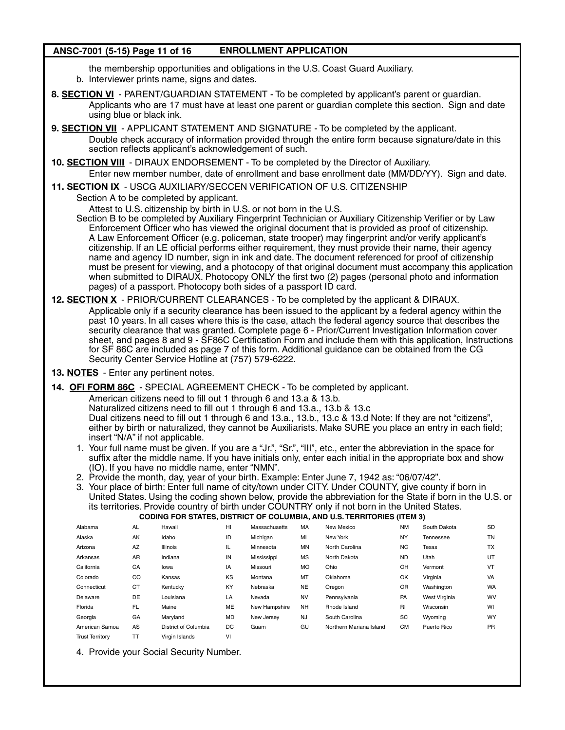the membership opportunities and obligations in the U.S. Coast Guard Auxiliary.

b. Interviewer prints name, signs and dates.

**8. SECTION VI** - PARENT/GUARDIAN STATEMENT - To be completed by applicant's parent or guardian. Applicants who are 17 must have at least one parent or guardian complete this section. Sign and date using blue or black ink.

**9. SECTION VII** - APPLICANT STATEMENT AND SIGNATURE - To be completed by the applicant. Double check accuracy of information provided through the entire form because signature/date in this section reflects applicant's acknowledgement of such.

**10. SECTION VIII** - DIRAUX ENDORSEMENT - To be completed by the Director of Auxiliary. Enter new member number, date of enrollment and base enrollment date (MM/DD/YY). Sign and date.

**11. SECTION IX** - USCG AUXILIARY/SECCEN VERIFICATION OF U.S. CITIZENSHIP

Section A to be completed by applicant.

Attest to U.S. citizenship by birth in U.S. or not born in the U.S.

Section B to be completed by Auxiliary Fingerprint Technician or Auxiliary Citizenship Verifier or by Law Enforcement Officer who has viewed the original document that is provided as proof of citizenship. A Law Enforcement Officer (e.g. policeman, state trooper) may fingerprint and/or verify applicant's citizenship. If an LE official performs either requirement, they must provide their name, their agency name and agency ID number, sign in ink and date. The document referenced for proof of citizenship must be present for viewing, and a photocopy of that original document must accompany this application when submitted to DIRAUX. Photocopy ONLY the first two (2) pages (personal photo and information pages) of a passport. Photocopy both sides of a passport ID card.

**12. SECTION X** - PRIOR/CURRENT CLEARANCES - To be completed by the applicant & DIRAUX. Applicable only if a security clearance has been issued to the applicant by a federal agency within the past 10 years. In all cases where this is the case, attach the federal agency source that describes the security clearance that was granted. Complete page 6 - Prior/Current Investigation Information cover sheet, and pages 8 and 9 - SF86C Certification Form and include them with this application, Instructions for SF 86C are included as page 7 of this form. Additional guidance can be obtained from the CG Security Center Service Hotline at (757) 579-6222.

**13. NOTES** - Enter any pertinent notes.

**14. OFI FORM 86C** - SPECIAL AGREEMENT CHECK - To be completed by applicant.

American citizens need to fill out 1 through 6 and 13.a & 13.b.
Naturalized citizens need to fill out 1 through 6 and 13.a., 13.b & 13.c
Dual citizens need to fill out 1 through 6 and 13.a., 13.b., 13.c & 13.d Note: If they are not "citizens", either by birth or naturalized, they cannot be Auxiliarists. Make SURE you place an entry in each field; insert "N/A" if not applicable.

1. Your full name must be given. If you are a "Jr.", "Sr.", "III", etc., enter the abbreviation in the space for suffix after the middle name. If you have initials only, enter each initial in the appropriate box and show (IO). If you have no middle name, enter "NMN".
2. Provide the month, day, year of your birth. Example: Enter June 7, 1942 as: "06/07/42".
3. Your place of birth: Enter full name of city/town under CITY. Under COUNTY, give county if born in United States. Using the coding shown below, provide the abbreviation for the State if born in the U.S. or its territories. Provide country of birth under COUNTRY only if not born in the United States.

**CODING FOR STATES, DISTRICT OF COLUMBIA, AND U.S. TERRITORIES (ITEM 3)**

| | | | | | | | | | |
|---|---|---|---|---|---|---|---|---|---|
| Alabama | AL | Hawaii | HI | Massachusetts | MA | New Mexico | NM | South Dakota | SD |
| Alaska | AK | Idaho | ID | Michigan | MI | New York | NY | Tennessee | TN |
| Arizona | AZ | Illinois | IL | Minnesota | MN | North Carolina | NC | Texas | TX |
| Arkansas | AR | Indiana | IN | Mississippi | MS | North Dakota | ND | Utah | UT |
| California | CA | Iowa | IA | Missouri | MO | Ohio | OH | Vermont | VT |
| Colorado | CO | Kansas | KS | Montana | MT | Oklahoma | OK | Virginia | VA |
| Connecticut | CT | Kentucky | KY | Nebraska | NE | Oregon | OR | Washington | WA |
| Delaware | DE | Louisiana | LA | Nevada | NV | Pennsylvania | PA | West Virginia | WV |
| Florida | FL | Maine | ME | New Hampshire | NH | Rhode Island | RI | Wisconsin | WI |
| Georgia | GA | Maryland | MD | New Jersey | NJ | South Carolina | SC | Wyoming | WY |
| American Samoa | AS | District of Columbia | DC | Guam | GU | Northern Mariana Island | CM | Puerto Rico | PR |
| Trust Territory | TT | Virgin Islands | VI | | | | | | |

4. Provide your Social Security Number.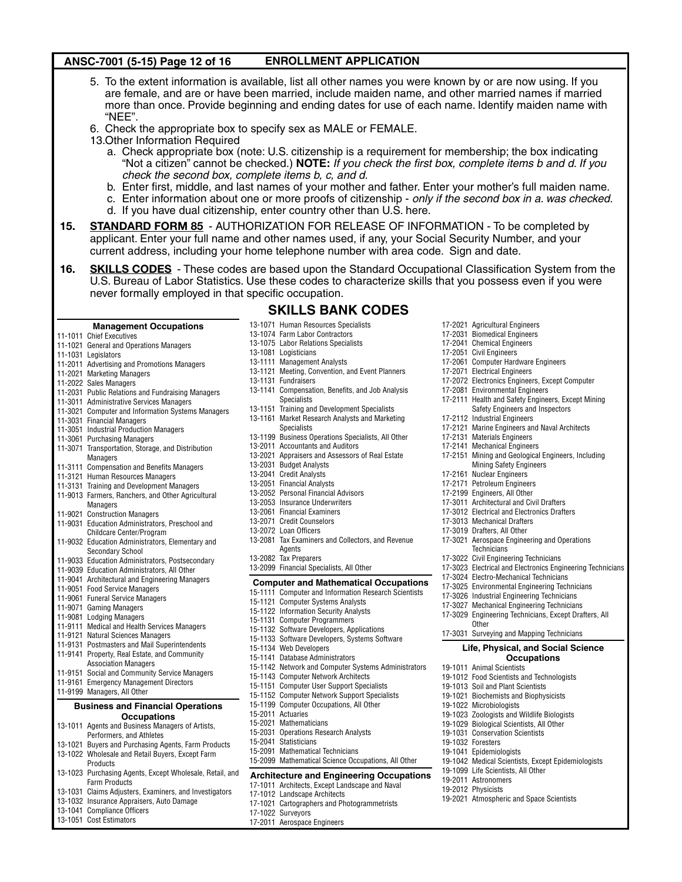5. To the extent information is available, list all other names you were known by or are now using. If you are female, and are or have been married, include maiden name, and other married names if married more than once. Provide beginning and ending dates for use of each name. Identify maiden name with "NEE".
6. Check the appropriate box to specify sex as MALE or FEMALE.

13. Other Information Required
   a. Check appropriate box (note: U.S. citizenship is a requirement for membership; the box indicating "Not a citizen" cannot be checked.) **NOTE:** *If you check the first box, complete items b and d. If you check the second box, complete items b, c, and d.*
   b. Enter first, middle, and last names of your mother and father. Enter your mother's full maiden name.
   c. Enter information about one or more proofs of citizenship - *only if the second box in a. was checked.*
   d. If you have dual citizenship, enter country other than U.S. here.

**15.** **STANDARD FORM 85** - AUTHORIZATION FOR RELEASE OF INFORMATION - To be completed by applicant. Enter your full name and other names used, if any, your Social Security Number, and your current address, including your home telephone number with area code. Sign and date.

**16.** **SKILLS CODES** - These codes are based upon the Standard Occupational Classification System from the U.S. Bureau of Labor Statistics. Use these codes to characterize skills that you possess even if you were never formally employed in that specific occupation.

## SKILLS BANK CODES

### Management Occupations

11-1011 Chief Executives
11-1021 General and Operations Managers
11-1031 Legislators
11-2011 Advertising and Promotions Managers
11-2021 Marketing Managers
11-2022 Sales Managers
11-2031 Public Relations and Fundraising Managers
11-3011 Administrative Services Managers
11-3021 Computer and Information Systems Managers
11-3031 Financial Managers
11-3051 Industrial Production Managers
11-3061 Purchasing Managers
11-3071 Transportation, Storage, and Distribution Managers
11-3111 Compensation and Benefits Managers
11-3121 Human Resources Managers
11-3131 Training and Development Managers
11-9013 Farmers, Ranchers, and Other Agricultural Managers
11-9021 Construction Managers
11-9031 Education Administrators, Preschool and Childcare Center/Program
11-9032 Education Administrators, Elementary and Secondary School
11-9033 Education Administrators, Postsecondary
11-9039 Education Administrators, All Other
11-9041 Architectural and Engineering Managers
11-9051 Food Service Managers
11-9061 Funeral Service Managers
11-9071 Gaming Managers
11-9081 Lodging Managers
11-9111 Medical and Health Services Managers
11-9121 Natural Sciences Managers
11-9131 Postmasters and Mail Superintendents
11-9141 Property, Real Estate, and Community Association Managers
11-9151 Social and Community Service Managers
11-9161 Emergency Management Directors
11-9199 Managers, All Other

### Business and Financial Operations Occupations

13-1011 Agents and Business Managers of Artists, Performers, and Athletes
13-1021 Buyers and Purchasing Agents, Farm Products
13-1022 Wholesale and Retail Buyers, Except Farm Products
13-1023 Purchasing Agents, Except Wholesale, Retail, and Farm Products
13-1031 Claims Adjusters, Examiners, and Investigators
13-1032 Insurance Appraisers, Auto Damage
13-1041 Compliance Officers
13-1051 Cost Estimators
13-1071 Human Resources Specialists
13-1074 Farm Labor Contractors
13-1075 Labor Relations Specialists
13-1081 Logisticians
13-1111 Management Analysts
13-1121 Meeting, Convention, and Event Planners
13-1131 Fundraisers
13-1141 Compensation, Benefits, and Job Analysis Specialists
13-1151 Training and Development Specialists
13-1161 Market Research Analysts and Marketing Specialists
13-1199 Business Operations Specialists, All Other
13-2011 Accountants and Auditors
13-2021 Appraisers and Assessors of Real Estate
13-2031 Budget Analysts
13-2041 Credit Analysts
13-2051 Financial Analysts
13-2052 Personal Financial Advisors
13-2053 Insurance Underwriters
13-2061 Financial Examiners
13-2071 Credit Counselors
13-2072 Loan Officers
13-2081 Tax Examiners and Collectors, and Revenue Agents
13-2082 Tax Preparers
13-2099 Financial Specialists, All Other

### Computer and Mathematical Occupations

15-1111 Computer and Information Research Scientists
15-1121 Computer Systems Analysts
15-1122 Information Security Analysts
15-1131 Computer Programmers
15-1132 Software Developers, Applications
15-1133 Software Developers, Systems Software
15-1134 Web Developers
15-1141 Database Administrators
15-1142 Network and Computer Systems Administrators
15-1143 Computer Network Architects
15-1151 Computer User Support Specialists
15-1152 Computer Network Support Specialists
15-1199 Computer Occupations, All Other
15-2011 Actuaries
15-2021 Mathematicians
15-2031 Operations Research Analysts
15-2041 Statisticians
15-2091 Mathematical Technicians
15-2099 Mathematical Science Occupations, All Other

### Architecture and Engineering Occupations

17-1011 Architects, Except Landscape and Naval
17-1012 Landscape Architects
17-1021 Cartographers and Photogrammetrists
17-1022 Surveyors
17-2011 Aerospace Engineers
17-2021 Agricultural Engineers
17-2031 Biomedical Engineers
17-2041 Chemical Engineers
17-2051 Civil Engineers
17-2061 Computer Hardware Engineers
17-2071 Electrical Engineers
17-2072 Electronics Engineers, Except Computer
17-2081 Environmental Engineers
17-2111 Health and Safety Engineers, Except Mining Safety Engineers and Inspectors
17-2112 Industrial Engineers
17-2121 Marine Engineers and Naval Architects
17-2131 Materials Engineers
17-2141 Mechanical Engineers
17-2151 Mining and Geological Engineers, Including Mining Safety Engineers
17-2161 Nuclear Engineers
17-2171 Petroleum Engineers
17-2199 Engineers, All Other
17-3011 Architectural and Civil Drafters
17-3012 Electrical and Electronics Drafters
17-3013 Mechanical Drafters
17-3019 Drafters, All Other
17-3021 Aerospace Engineering and Operations Technicians
17-3022 Civil Engineering Technicians
17-3023 Electrical and Electronics Engineering Technicians
17-3024 Electro-Mechanical Technicians
17-3025 Environmental Engineering Technicians
17-3026 Industrial Engineering Technicians
17-3027 Mechanical Engineering Technicians
17-3029 Engineering Technicians, Except Drafters, All Other
17-3031 Surveying and Mapping Technicians

### Life, Physical, and Social Science Occupations

19-1011 Animal Scientists
19-1012 Food Scientists and Technologists
19-1013 Soil and Plant Scientists
19-1021 Biochemists and Biophysicists
19-1022 Microbiologists
19-1023 Zoologists and Wildlife Biologists
19-1029 Biological Scientists, All Other
19-1031 Conservation Scientists
19-1032 Foresters
19-1041 Epidemiologists
19-1042 Medical Scientists, Except Epidemiologists
19-1099 Life Scientists, All Other
19-2011 Astronomers
19-2012 Physicists
19-2021 Atmospheric and Space Scientists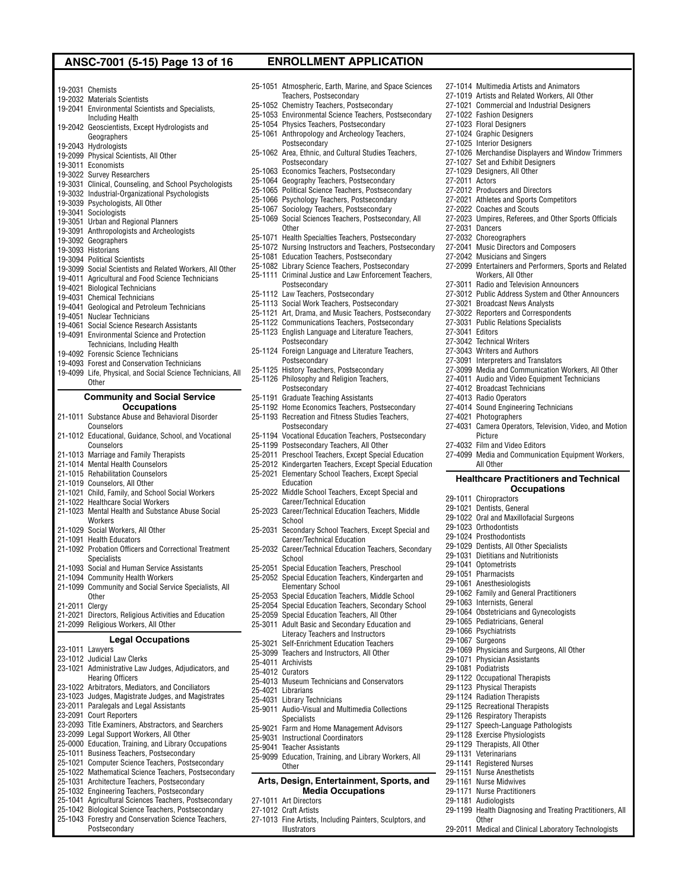19-2031 Chemists
19-2032 Materials Scientists
19-2041 Environmental Scientists and Specialists, Including Health
19-2042 Geoscientists, Except Hydrologists and Geographers
19-2043 Hydrologists
19-2099 Physical Scientists, All Other
19-3011 Economists
19-3022 Survey Researchers
19-3031 Clinical, Counseling, and School Psychologists
19-3032 Industrial-Organizational Psychologists
19-3039 Psychologists, All Other
19-3041 Sociologists
19-3051 Urban and Regional Planners
19-3091 Anthropologists and Archeologists
19-3092 Geographers
19-3093 Historians
19-3094 Political Scientists
19-3099 Social Scientists and Related Workers, All Other
19-4011 Agricultural and Food Science Technicians
19-4021 Biological Technicians
19-4031 Chemical Technicians
19-4041 Geological and Petroleum Technicians
19-4051 Nuclear Technicians
19-4061 Social Science Research Assistants
19-4091 Environmental Science and Protection Technicians, Including Health
19-4092 Forensic Science Technicians
19-4093 Forest and Conservation Technicians
19-4099 Life, Physical, and Social Science Technicians, All Other

### Community and Social Service Occupations

21-1011 Substance Abuse and Behavioral Disorder Counselors
21-1012 Educational, Guidance, School, and Vocational Counselors
21-1013 Marriage and Family Therapists
21-1014 Mental Health Counselors
21-1015 Rehabilitation Counselors
21-1019 Counselors, All Other
21-1021 Child, Family, and School Social Workers
21-1022 Healthcare Social Workers
21-1023 Mental Health and Substance Abuse Social Workers
21-1029 Social Workers, All Other
21-1091 Health Educators
21-1092 Probation Officers and Correctional Treatment Specialists
21-1093 Social and Human Service Assistants
21-1094 Community Health Workers
21-1099 Community and Social Service Specialists, All Other
21-2011 Clergy
21-2021 Directors, Religious Activities and Education
21-2099 Religious Workers, All Other

### Legal Occupations

23-1011 Lawyers
23-1012 Judicial Law Clerks
23-1021 Administrative Law Judges, Adjudicators, and Hearing Officers
23-1022 Arbitrators, Mediators, and Conciliators
23-1023 Judges, Magistrate Judges, and Magistrates
23-2011 Paralegals and Legal Assistants
23-2091 Court Reporters
23-2093 Title Examiners, Abstractors, and Searchers
23-2099 Legal Support Workers, All Other
25-0000 Education, Training, and Library Occupations
25-1011 Business Teachers, Postsecondary
25-1021 Computer Science Teachers, Postsecondary
25-1022 Mathematical Science Teachers, Postsecondary
25-1031 Architecture Teachers, Postsecondary
25-1032 Engineering Teachers, Postsecondary
25-1041 Agricultural Sciences Teachers, Postsecondary
25-1042 Biological Science Teachers, Postsecondary
25-1043 Forestry and Conservation Science Teachers, Postsecondary
25-1051 Atmospheric, Earth, Marine, and Space Sciences Teachers, Postsecondary
25-1052 Chemistry Teachers, Postsecondary
25-1053 Environmental Science Teachers, Postsecondary
25-1054 Physics Teachers, Postsecondary
25-1061 Anthropology and Archeology Teachers, Postsecondary
25-1062 Area, Ethnic, and Cultural Studies Teachers, Postsecondary
25-1063 Economics Teachers, Postsecondary
25-1064 Geography Teachers, Postsecondary
25-1065 Political Science Teachers, Postsecondary
25-1066 Psychology Teachers, Postsecondary
25-1067 Sociology Teachers, Postsecondary
25-1069 Social Sciences Teachers, Postsecondary, All Other
25-1071 Health Specialties Teachers, Postsecondary
25-1072 Nursing Instructors and Teachers, Postsecondary
25-1081 Education Teachers, Postsecondary
25-1082 Library Science Teachers, Postsecondary
25-1111 Criminal Justice and Law Enforcement Teachers, Postsecondary
25-1112 Law Teachers, Postsecondary
25-1113 Social Work Teachers, Postsecondary
25-1121 Art, Drama, and Music Teachers, Postsecondary
25-1122 Communications Teachers, Postsecondary
25-1123 English Language and Literature Teachers, Postsecondary
25-1124 Foreign Language and Literature Teachers, Postsecondary
25-1125 History Teachers, Postsecondary
25-1126 Philosophy and Religion Teachers, Postsecondary
25-1191 Graduate Teaching Assistants
25-1192 Home Economics Teachers, Postsecondary
25-1193 Recreation and Fitness Studies Teachers, Postsecondary
25-1194 Vocational Education Teachers, Postsecondary
25-1199 Postsecondary Teachers, All Other
25-2011 Preschool Teachers, Except Special Education
25-2012 Kindergarten Teachers, Except Special Education
25-2021 Elementary School Teachers, Except Special Education
25-2022 Middle School Teachers, Except Special and Career/Technical Education
25-2023 Career/Technical Education Teachers, Middle School
25-2031 Secondary School Teachers, Except Special and Career/Technical Education
25-2032 Career/Technical Education Teachers, Secondary School
25-2051 Special Education Teachers, Preschool
25-2052 Special Education Teachers, Kindergarten and Elementary School
25-2053 Special Education Teachers, Middle School
25-2054 Special Education Teachers, Secondary School
25-2059 Special Education Teachers, All Other
25-3011 Adult Basic and Secondary Education and Literacy Teachers and Instructors
25-3021 Self-Enrichment Education Teachers
25-3099 Teachers and Instructors, All Other
25-4011 Archivists
25-4012 Curators
25-4013 Museum Technicians and Conservators
25-4021 Librarians
25-4031 Library Technicians
25-9011 Audio-Visual and Multimedia Collections Specialists
25-9021 Farm and Home Management Advisors
25-9031 Instructional Coordinators
25-9041 Teacher Assistants
25-9099 Education, Training, and Library Workers, All Other

### Arts, Design, Entertainment, Sports, and Media Occupations

27-1011 Art Directors
27-1012 Craft Artists
27-1013 Fine Artists, Including Painters, Sculptors, and Illustrators
27-1014 Multimedia Artists and Animators
27-1019 Artists and Related Workers, All Other
27-1021 Commercial and Industrial Designers
27-1022 Fashion Designers
27-1023 Floral Designers
27-1024 Graphic Designers
27-1025 Interior Designers
27-1026 Merchandise Displayers and Window Trimmers
27-1027 Set and Exhibit Designers
27-1029 Designers, All Other
27-2011 Actors
27-2012 Producers and Directors
27-2021 Athletes and Sports Competitors
27-2022 Coaches and Scouts
27-2023 Umpires, Referees, and Other Sports Officials
27-2031 Dancers
27-2032 Choreographers
27-2041 Music Directors and Composers
27-2042 Musicians and Singers
27-2099 Entertainers and Performers, Sports and Related Workers, All Other
27-3011 Radio and Television Announcers
27-3012 Public Address System and Other Announcers
27-3021 Broadcast News Analysts
27-3022 Reporters and Correspondents
27-3031 Public Relations Specialists
27-3041 Editors
27-3042 Technical Writers
27-3043 Writers and Authors
27-3091 Interpreters and Translators
27-3099 Media and Communication Workers, All Other
27-4011 Audio and Video Equipment Technicians
27-4012 Broadcast Technicians
27-4013 Radio Operators
27-4014 Sound Engineering Technicians
27-4021 Photographers
27-4031 Camera Operators, Television, Video, and Motion Picture
27-4032 Film and Video Editors
27-4099 Media and Communication Equipment Workers, All Other

### Healthcare Practitioners and Technical Occupations

29-1011 Chiropractors
29-1021 Dentists, General
29-1022 Oral and Maxillofacial Surgeons
29-1023 Orthodontists
29-1024 Prosthodontists
29-1029 Dentists, All Other Specialists
29-1031 Dietitians and Nutritionists
29-1041 Optometrists
29-1051 Pharmacists
29-1061 Anesthesiologists
29-1062 Family and General Practitioners
29-1063 Internists, General
29-1064 Obstetricians and Gynecologists
29-1065 Pediatricians, General
29-1066 Psychiatrists
29-1067 Surgeons
29-1069 Physicians and Surgeons, All Other
29-1071 Physician Assistants
29-1081 Podiatrists
29-1122 Occupational Therapists
29-1123 Physical Therapists
29-1124 Radiation Therapists
29-1125 Recreational Therapists
29-1126 Respiratory Therapists
29-1127 Speech-Language Pathologists
29-1128 Exercise Physiologists
29-1129 Therapists, All Other
29-1131 Veterinarians
29-1141 Registered Nurses
29-1151 Nurse Anesthetists
29-1161 Nurse Midwives
29-1171 Nurse Practitioners
29-1181 Audiologists
29-1199 Health Diagnosing and Treating Practitioners, All Other
29-2011 Medical and Clinical Laboratory Technologists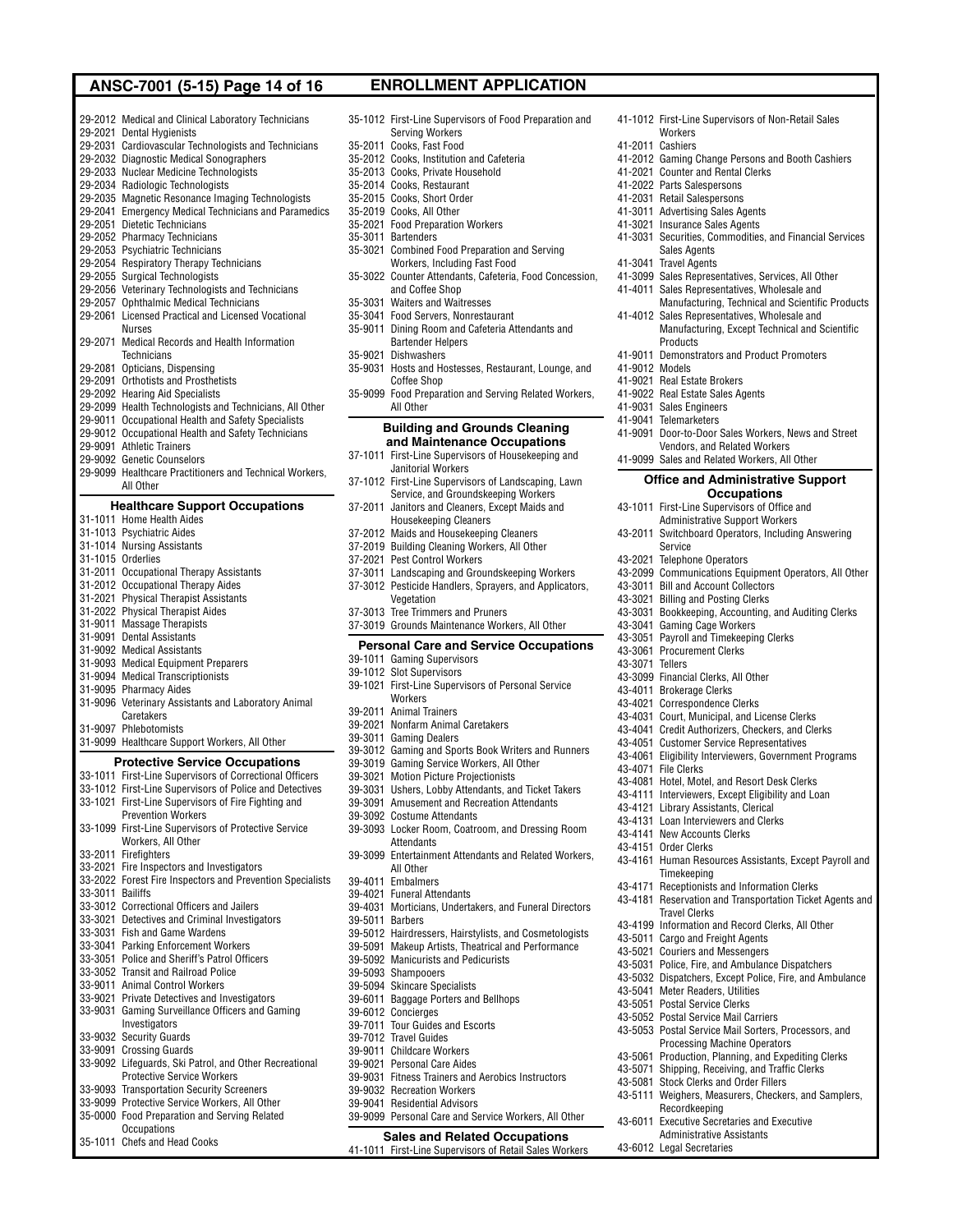29-2012 Medical and Clinical Laboratory Technicians
29-2021 Dental Hygienists
29-2031 Cardiovascular Technologists and Technicians
29-2032 Diagnostic Medical Sonographers
29-2033 Nuclear Medicine Technologists
29-2034 Radiologic Technologists
29-2035 Magnetic Resonance Imaging Technologists
29-2041 Emergency Medical Technicians and Paramedics
29-2051 Dietetic Technicians
29-2052 Pharmacy Technicians
29-2053 Psychiatric Technicians
29-2054 Respiratory Therapy Technicians
29-2055 Surgical Technologists
29-2056 Veterinary Technologists and Technicians
29-2057 Ophthalmic Medical Technicians
29-2061 Licensed Practical and Licensed Vocational Nurses
29-2071 Medical Records and Health Information Technicians
29-2081 Opticians, Dispensing
29-2091 Orthotists and Prosthetists
29-2092 Hearing Aid Specialists
29-2099 Health Technologists and Technicians, All Other
29-9011 Occupational Health and Safety Specialists
29-9012 Occupational Health and Safety Technicians
29-9091 Athletic Trainers
29-9092 Genetic Counselors
29-9099 Healthcare Practitioners and Technical Workers, All Other

### Healthcare Support Occupations

31-1011 Home Health Aides
31-1013 Psychiatric Aides
31-1014 Nursing Assistants
31-1015 Orderlies
31-2011 Occupational Therapy Assistants
31-2012 Occupational Therapy Aides
31-2021 Physical Therapist Assistants
31-2022 Physical Therapist Aides
31-9011 Massage Therapists
31-9091 Dental Assistants
31-9092 Medical Assistants
31-9093 Medical Equipment Preparers
31-9094 Medical Transcriptionists
31-9095 Pharmacy Aides
31-9096 Veterinary Assistants and Laboratory Animal Caretakers
31-9097 Phlebotomists
31-9099 Healthcare Support Workers, All Other

### Protective Service Occupations

33-1011 First-Line Supervisors of Correctional Officers
33-1012 First-Line Supervisors of Police and Detectives
33-1021 First-Line Supervisors of Fire Fighting and Prevention Workers
33-1099 First-Line Supervisors of Protective Service Workers, All Other
33-2011 Firefighters
33-2021 Fire Inspectors and Investigators
33-2022 Forest Fire Inspectors and Prevention Specialists
33-3011 Bailiffs
33-3012 Correctional Officers and Jailers
33-3021 Detectives and Criminal Investigators
33-3031 Fish and Game Wardens
33-3041 Parking Enforcement Workers
33-3051 Police and Sheriff's Patrol Officers
33-3052 Transit and Railroad Police
33-9011 Animal Control Workers
33-9021 Private Detectives and Investigators
33-9031 Gaming Surveillance Officers and Gaming Investigators
33-9032 Security Guards
33-9091 Crossing Guards
33-9092 Lifeguards, Ski Patrol, and Other Recreational Protective Service Workers
33-9093 Transportation Security Screeners
33-9099 Protective Service Workers, All Other
35-0000 Food Preparation and Serving Related Occupations
35-1011 Chefs and Head Cooks
35-1012 First-Line Supervisors of Food Preparation and Serving Workers
35-2011 Cooks, Fast Food
35-2012 Cooks, Institution and Cafeteria
35-2013 Cooks, Private Household
35-2014 Cooks, Restaurant
35-2015 Cooks, Short Order
35-2019 Cooks, All Other
35-2021 Food Preparation Workers
35-3011 Bartenders
35-3021 Combined Food Preparation and Serving Workers, Including Fast Food
35-3022 Counter Attendants, Cafeteria, Food Concession, and Coffee Shop
35-3031 Waiters and Waitresses
35-3041 Food Servers, Nonrestaurant
35-9011 Dining Room and Cafeteria Attendants and Bartender Helpers
35-9021 Dishwashers
35-9031 Hosts and Hostesses, Restaurant, Lounge, and Coffee Shop
35-9099 Food Preparation and Serving Related Workers, All Other

### Building and Grounds Cleaning and Maintenance Occupations

37-1011 First-Line Supervisors of Housekeeping and Janitorial Workers
37-1012 First-Line Supervisors of Landscaping, Lawn Service, and Groundskeeping Workers
37-2011 Janitors and Cleaners, Except Maids and Housekeeping Cleaners
37-2012 Maids and Housekeeping Cleaners
37-2019 Building Cleaning Workers, All Other
37-2021 Pest Control Workers
37-3011 Landscaping and Groundskeeping Workers
37-3012 Pesticide Handlers, Sprayers, and Applicators, Vegetation
37-3013 Tree Trimmers and Pruners
37-3019 Grounds Maintenance Workers, All Other

### Personal Care and Service Occupations

39-1011 Gaming Supervisors
39-1012 Slot Supervisors
39-1021 First-Line Supervisors of Personal Service Workers
39-2011 Animal Trainers
39-2021 Nonfarm Animal Caretakers
39-3011 Gaming Dealers
39-3012 Gaming and Sports Book Writers and Runners
39-3019 Gaming Service Workers, All Other
39-3021 Motion Picture Projectionists
39-3031 Ushers, Lobby Attendants, and Ticket Takers
39-3091 Amusement and Recreation Attendants
39-3092 Costume Attendants
39-3093 Locker Room, Coatroom, and Dressing Room Attendants
39-3099 Entertainment Attendants and Related Workers, All Other
39-4011 Embalmers
39-4021 Funeral Attendants
39-4031 Morticians, Undertakers, and Funeral Directors
39-5011 Barbers
39-5012 Hairdressers, Hairstylists, and Cosmetologists
39-5091 Makeup Artists, Theatrical and Performance
39-5092 Manicurists and Pedicurists
39-5093 Shampooers
39-5094 Skincare Specialists
39-6011 Baggage Porters and Bellhops
39-6012 Concierges
39-7011 Tour Guides and Escorts
39-7012 Travel Guides
39-9011 Childcare Workers
39-9021 Personal Care Aides
39-9031 Fitness Trainers and Aerobics Instructors
39-9032 Recreation Workers
39-9041 Residential Advisors
39-9099 Personal Care and Service Workers, All Other

### Sales and Related Occupations

41-1011 First-Line Supervisors of Retail Sales Workers
41-1012 First-Line Supervisors of Non-Retail Sales Workers
41-2011 Cashiers
41-2012 Gaming Change Persons and Booth Cashiers
41-2021 Counter and Rental Clerks
41-2022 Parts Salespersons
41-2031 Retail Salespersons
41-3011 Advertising Sales Agents
41-3021 Insurance Sales Agents
41-3031 Securities, Commodities, and Financial Services Sales Agents
41-3041 Travel Agents
41-3099 Sales Representatives, Services, All Other
41-4011 Sales Representatives, Wholesale and Manufacturing, Technical and Scientific Products
41-4012 Sales Representatives, Wholesale and Manufacturing, Except Technical and Scientific Products
41-9011 Demonstrators and Product Promoters
41-9012 Models
41-9021 Real Estate Brokers
41-9022 Real Estate Sales Agents
41-9031 Sales Engineers
41-9041 Telemarketers
41-9091 Door-to-Door Sales Workers, News and Street Vendors, and Related Workers
41-9099 Sales and Related Workers, All Other

### Office and Administrative Support Occupations

43-1011 First-Line Supervisors of Office and Administrative Support Workers
43-2011 Switchboard Operators, Including Answering Service
43-2021 Telephone Operators
43-2099 Communications Equipment Operators, All Other
43-3011 Bill and Account Collectors
43-3021 Billing and Posting Clerks
43-3031 Bookkeeping, Accounting, and Auditing Clerks
43-3041 Gaming Cage Workers
43-3051 Payroll and Timekeeping Clerks
43-3061 Procurement Clerks
43-3071 Tellers
43-3099 Financial Clerks, All Other
43-4011 Brokerage Clerks
43-4021 Correspondence Clerks
43-4031 Court, Municipal, and License Clerks
43-4041 Credit Authorizers, Checkers, and Clerks
43-4051 Customer Service Representatives
43-4061 Eligibility Interviewers, Government Programs
43-4071 File Clerks
43-4081 Hotel, Motel, and Resort Desk Clerks
43-4111 Interviewers, Except Eligibility and Loan
43-4121 Library Assistants, Clerical
43-4131 Loan Interviewers and Clerks
43-4141 New Accounts Clerks
43-4151 Order Clerks
43-4161 Human Resources Assistants, Except Payroll and Timekeeping
43-4171 Receptionists and Information Clerks
43-4181 Reservation and Transportation Ticket Agents and Travel Clerks
43-4199 Information and Record Clerks, All Other
43-5011 Cargo and Freight Agents
43-5021 Couriers and Messengers
43-5031 Police, Fire, and Ambulance Dispatchers
43-5032 Dispatchers, Except Police, Fire, and Ambulance
43-5041 Meter Readers, Utilities
43-5051 Postal Service Clerks
43-5052 Postal Service Mail Carriers
43-5053 Postal Service Mail Sorters, Processors, and Processing Machine Operators
43-5061 Production, Planning, and Expediting Clerks
43-5071 Shipping, Receiving, and Traffic Clerks
43-5081 Stock Clerks and Order Fillers
43-5111 Weighers, Measurers, Checkers, and Samplers, Recordkeeping
43-6011 Executive Secretaries and Executive Administrative Assistants
43-6012 Legal Secretaries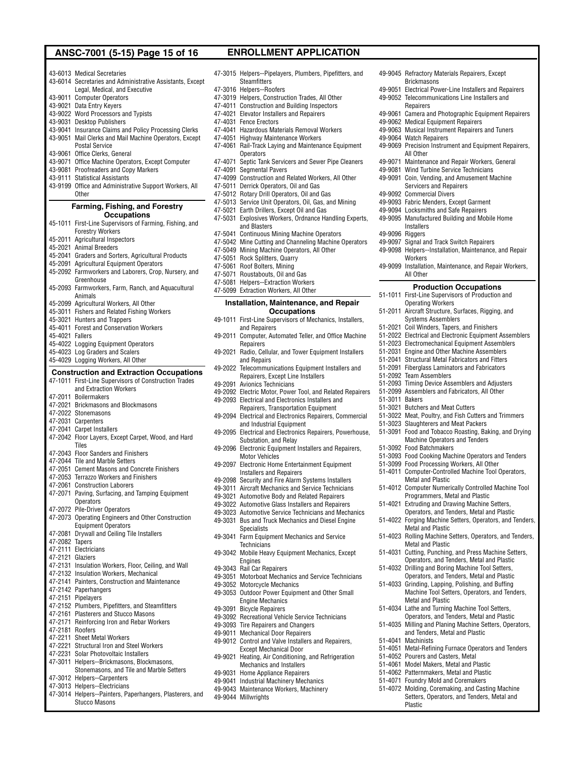43-6013 Medical Secretaries
43-6014 Secretaries and Administrative Assistants, Except Legal, Medical, and Executive
43-9011 Computer Operators
43-9021 Data Entry Keyers
43-9022 Word Processors and Typists
43-9031 Desktop Publishers
43-9041 Insurance Claims and Policy Processing Clerks
43-9051 Mail Clerks and Mail Machine Operators, Except Postal Service
43-9061 Office Clerks, General
43-9071 Office Machine Operators, Except Computer
43-9081 Proofreaders and Copy Markers
43-9111 Statistical Assistants
43-9199 Office and Administrative Support Workers, All Other

## Farming, Fishing, and Forestry Occupations

45-1011 First-Line Supervisors of Farming, Fishing, and Forestry Workers
45-2011 Agricultural Inspectors
45-2021 Animal Breeders
45-2041 Graders and Sorters, Agricultural Products
45-2091 Agricultural Equipment Operators
45-2092 Farmworkers and Laborers, Crop, Nursery, and Greenhouse
45-2093 Farmworkers, Farm, Ranch, and Aquacultural Animals
45-2099 Agricultural Workers, All Other
45-3011 Fishers and Related Fishing Workers
45-3021 Hunters and Trappers
45-4011 Forest and Conservation Workers
45-4021 Fallers
45-4022 Logging Equipment Operators
45-4023 Log Graders and Scalers
45-4029 Logging Workers, All Other

## Construction and Extraction Occupations

47-1011 First-Line Supervisors of Construction Trades and Extraction Workers
47-2011 Boilermakers
47-2021 Brickmasons and Blockmasons
47-2022 Stonemasons
47-2031 Carpenters
47-2041 Carpet Installers
47-2042 Floor Layers, Except Carpet, Wood, and Hard Tiles
47-2043 Floor Sanders and Finishers
47-2044 Tile and Marble Setters
47-2051 Cement Masons and Concrete Finishers
47-2053 Terrazzo Workers and Finishers
47-2061 Construction Laborers
47-2071 Paving, Surfacing, and Tamping Equipment Operators
47-2072 Pile-Driver Operators
47-2073 Operating Engineers and Other Construction Equipment Operators
47-2081 Drywall and Ceiling Tile Installers
47-2082 Tapers
47-2111 Electricians
47-2121 Glaziers
47-2131 Insulation Workers, Floor, Ceiling, and Wall
47-2132 Insulation Workers, Mechanical
47-2141 Painters, Construction and Maintenance
47-2142 Paperhangers
47-2151 Pipelayers
47-2152 Plumbers, Pipefitters, and Steamfitters
47-2161 Plasterers and Stucco Masons
47-2171 Reinforcing Iron and Rebar Workers
47-2181 Roofers
47-2211 Sheet Metal Workers
47-2221 Structural Iron and Steel Workers
47-2231 Solar Photovoltaic Installers
47-3011 Helpers--Brickmasons, Blockmasons, Stonemasons, and Tile and Marble Setters
47-3012 Helpers--Carpenters
47-3013 Helpers--Electricians
47-3014 Helpers--Painters, Paperhangers, Plasterers, and Stucco Masons
47-3015 Helpers--Pipelayers, Plumbers, Pipefitters, and Steamfitters
47-3016 Helpers--Roofers
47-3019 Helpers, Construction Trades, All Other
47-4011 Construction and Building Inspectors
47-4021 Elevator Installers and Repairers
47-4031 Fence Erectors
47-4041 Hazardous Materials Removal Workers
47-4051 Highway Maintenance Workers
47-4061 Rail-Track Laying and Maintenance Equipment Operators
47-4071 Septic Tank Servicers and Sewer Pipe Cleaners
47-4091 Segmental Pavers
47-4099 Construction and Related Workers, All Other
47-5011 Derrick Operators, Oil and Gas
47-5012 Rotary Drill Operators, Oil and Gas
47-5013 Service Unit Operators, Oil, Gas, and Mining
47-5021 Earth Drillers, Except Oil and Gas
47-5031 Explosives Workers, Ordnance Handling Experts, and Blasters
47-5041 Continuous Mining Machine Operators
47-5042 Mine Cutting and Channeling Machine Operators
47-5049 Mining Machine Operators, All Other
47-5051 Rock Splitters, Quarry
47-5061 Roof Bolters, Mining
47-5071 Roustabouts, Oil and Gas
47-5081 Helpers--Extraction Workers
47-5099 Extraction Workers, All Other

## Installation, Maintenance, and Repair Occupations

49-1011 First-Line Supervisors of Mechanics, Installers, and Repairers
49-2011 Computer, Automated Teller, and Office Machine Repairers
49-2021 Radio, Cellular, and Tower Equipment Installers and Repairs
49-2022 Telecommunications Equipment Installers and Repairers, Except Line Installers
49-2091 Avionics Technicians
49-2092 Electric Motor, Power Tool, and Related Repairers
49-2093 Electrical and Electronics Installers and Repairers, Transportation Equipment
49-2094 Electrical and Electronics Repairers, Commercial and Industrial Equipment
49-2095 Electrical and Electronics Repairers, Powerhouse, Substation, and Relay
49-2096 Electronic Equipment Installers and Repairers, Motor Vehicles
49-2097 Electronic Home Entertainment Equipment Installers and Repairers
49-2098 Security and Fire Alarm Systems Installers
49-3011 Aircraft Mechanics and Service Technicians
49-3021 Automotive Body and Related Repairers
49-3022 Automotive Glass Installers and Repairers
49-3023 Automotive Service Technicians and Mechanics
49-3031 Bus and Truck Mechanics and Diesel Engine Specialists
49-3041 Farm Equipment Mechanics and Service Technicians
49-3042 Mobile Heavy Equipment Mechanics, Except Engines
49-3043 Rail Car Repairers
49-3051 Motorboat Mechanics and Service Technicians
49-3052 Motorcycle Mechanics
49-3053 Outdoor Power Equipment and Other Small Engine Mechanics
49-3091 Bicycle Repairers
49-3092 Recreational Vehicle Service Technicians
49-3093 Tire Repairers and Changers
49-9011 Mechanical Door Repairers
49-9012 Control and Valve Installers and Repairers, Except Mechanical Door
49-9021 Heating, Air Conditioning, and Refrigeration Mechanics and Installers
49-9031 Home Appliance Repairers
49-9041 Industrial Machinery Mechanics
49-9043 Maintenance Workers, Machinery
49-9044 Millwrights
49-9045 Refractory Materials Repairers, Except Brickmasons
49-9051 Electrical Power-Line Installers and Repairers
49-9052 Telecommunications Line Installers and Repairers
49-9061 Camera and Photographic Equipment Repairers
49-9062 Medical Equipment Repairers
49-9063 Musical Instrument Repairers and Tuners
49-9064 Watch Repairers
49-9069 Precision Instrument and Equipment Repairers, All Other
49-9071 Maintenance and Repair Workers, General
49-9081 Wind Turbine Service Technicians
49-9091 Coin, Vending, and Amusement Machine Servicers and Repairers
49-9092 Commercial Divers
49-9093 Fabric Menders, Except Garment
49-9094 Locksmiths and Safe Repairers
49-9095 Manufactured Building and Mobile Home Installers
49-9096 Riggers
49-9097 Signal and Track Switch Repairers
49-9098 Helpers--Installation, Maintenance, and Repair Workers
49-9099 Installation, Maintenance, and Repair Workers, All Other

## Production Occupations

51-1011 First-Line Supervisors of Production and Operating Workers
51-2011 Aircraft Structure, Surfaces, Rigging, and Systems Assemblers
51-2021 Coil Winders, Tapers, and Finishers
51-2022 Electrical and Electronic Equipment Assemblers
51-2023 Electromechanical Equipment Assemblers
51-2031 Engine and Other Machine Assemblers
51-2041 Structural Metal Fabricators and Fitters
51-2091 Fiberglass Laminators and Fabricators
51-2092 Team Assemblers
51-2093 Timing Device Assemblers and Adjusters
51-2099 Assemblers and Fabricators, All Other
51-3011 Bakers
51-3021 Butchers and Meat Cutters
51-3022 Meat, Poultry, and Fish Cutters and Trimmers
51-3023 Slaughterers and Meat Packers
51-3091 Food and Tobacco Roasting, Baking, and Drying Machine Operators and Tenders
51-3092 Food Batchmakers
51-3093 Food Cooking Machine Operators and Tenders
51-3099 Food Processing Workers, All Other
51-4011 Computer-Controlled Machine Tool Operators, Metal and Plastic
51-4012 Computer Numerically Controlled Machine Tool Programmers, Metal and Plastic
51-4021 Extruding and Drawing Machine Setters, Operators, and Tenders, Metal and Plastic
51-4022 Forging Machine Setters, Operators, and Tenders, Metal and Plastic
51-4023 Rolling Machine Setters, Operators, and Tenders, Metal and Plastic
51-4031 Cutting, Punching, and Press Machine Setters, Operators, and Tenders, Metal and Plastic
51-4032 Drilling and Boring Machine Tool Setters, Operators, and Tenders, Metal and Plastic
51-4033 Grinding, Lapping, Polishing, and Buffing Machine Tool Setters, Operators, and Tenders, Metal and Plastic
51-4034 Lathe and Turning Machine Tool Setters, Operators, and Tenders, Metal and Plastic
51-4035 Milling and Planing Machine Setters, Operators, and Tenders, Metal and Plastic
51-4041 Machinists
51-4051 Metal-Refining Furnace Operators and Tenders
51-4052 Pourers and Casters, Metal
51-4061 Model Makers, Metal and Plastic
51-4062 Patternmakers, Metal and Plastic
51-4071 Foundry Mold and Coremakers
51-4072 Molding, Coremaking, and Casting Machine Setters, Operators, and Tenders, Metal and Plastic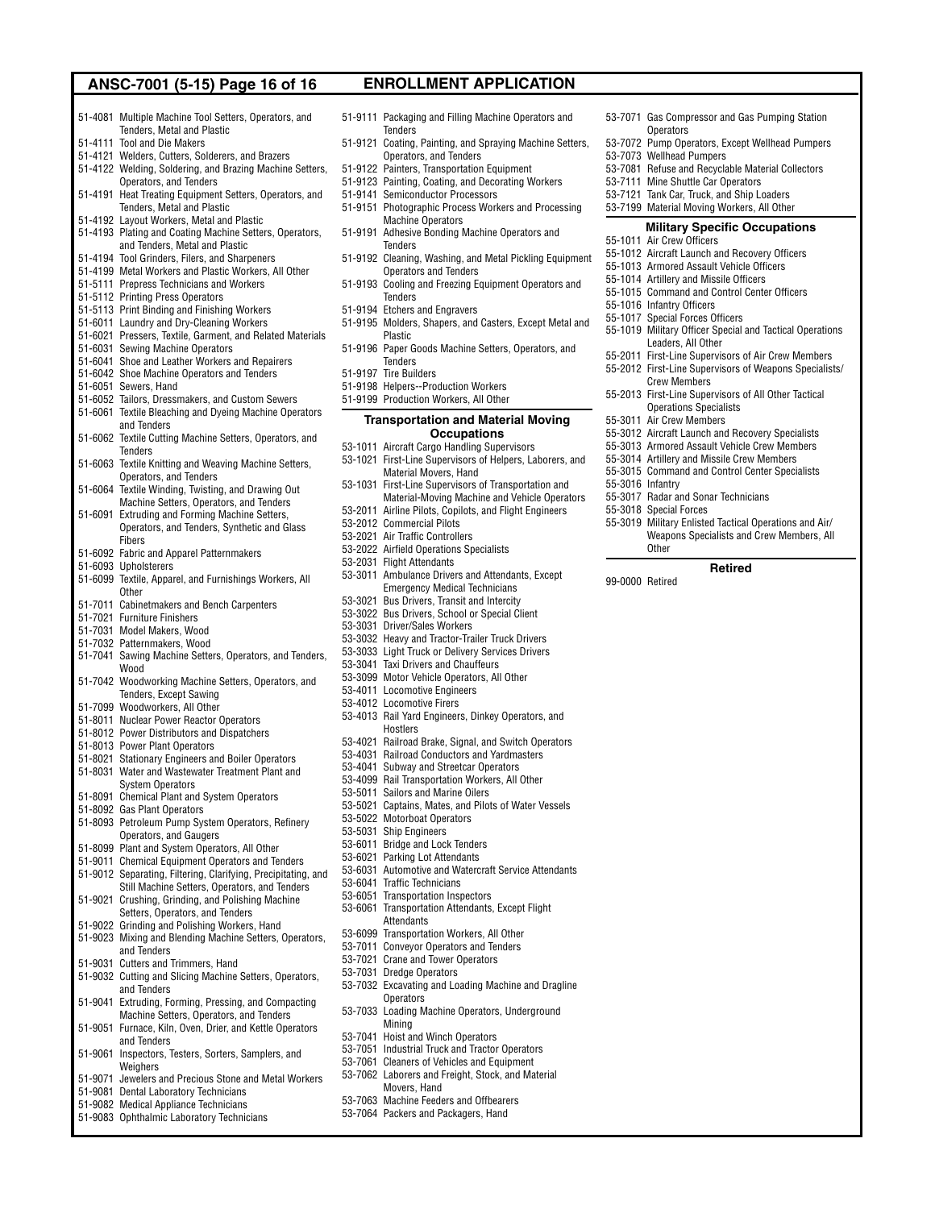51-4081 Multiple Machine Tool Setters, Operators, and Tenders, Metal and Plastic
51-4111 Tool and Die Makers
51-4121 Welders, Cutters, Solderers, and Brazers
51-4122 Welding, Soldering, and Brazing Machine Setters, Operators, and Tenders
51-4191 Heat Treating Equipment Setters, Operators, and Tenders, Metal and Plastic
51-4192 Layout Workers, Metal and Plastic
51-4193 Plating and Coating Machine Setters, Operators, and Tenders, Metal and Plastic
51-4194 Tool Grinders, Filers, and Sharpeners
51-4199 Metal Workers and Plastic Workers, All Other
51-5111 Prepress Technicians and Workers
51-5112 Printing Press Operators
51-5113 Print Binding and Finishing Workers
51-6011 Laundry and Dry-Cleaning Workers
51-6021 Pressers, Textile, Garment, and Related Materials
51-6031 Sewing Machine Operators
51-6041 Shoe and Leather Workers and Repairers
51-6042 Shoe Machine Operators and Tenders
51-6051 Sewers, Hand
51-6052 Tailors, Dressmakers, and Custom Sewers
51-6061 Textile Bleaching and Dyeing Machine Operators and Tenders
51-6062 Textile Cutting Machine Setters, Operators, and Tenders
51-6063 Textile Knitting and Weaving Machine Setters, Operators, and Tenders
51-6064 Textile Winding, Twisting, and Drawing Out Machine Setters, Operators, and Tenders
51-6091 Extruding and Forming Machine Setters, Operators, and Tenders, Synthetic and Glass Fibers
51-6092 Fabric and Apparel Patternmakers
51-6093 Upholsterers
51-6099 Textile, Apparel, and Furnishings Workers, All Other
51-7011 Cabinetmakers and Bench Carpenters
51-7021 Furniture Finishers
51-7031 Model Makers, Wood
51-7032 Patternmakers, Wood
51-7041 Sawing Machine Setters, Operators, and Tenders, Wood
51-7042 Woodworking Machine Setters, Operators, and Tenders, Except Sawing
51-7099 Woodworkers, All Other
51-8011 Nuclear Power Reactor Operators
51-8012 Power Distributors and Dispatchers
51-8013 Power Plant Operators
51-8021 Stationary Engineers and Boiler Operators
51-8031 Water and Wastewater Treatment Plant and System Operators
51-8091 Chemical Plant and System Operators
51-8092 Gas Plant Operators
51-8093 Petroleum Pump System Operators, Refinery Operators, and Gaugers
51-8099 Plant and System Operators, All Other
51-9011 Chemical Equipment Operators and Tenders
51-9012 Separating, Filtering, Clarifying, Precipitating, and Still Machine Setters, Operators, and Tenders
51-9021 Crushing, Grinding, and Polishing Machine Setters, Operators, and Tenders
51-9022 Grinding and Polishing Workers, Hand
51-9023 Mixing and Blending Machine Setters, Operators, and Tenders
51-9031 Cutters and Trimmers, Hand
51-9032 Cutting and Slicing Machine Setters, Operators, and Tenders
51-9041 Extruding, Forming, Pressing, and Compacting Machine Setters, Operators, and Tenders
51-9051 Furnace, Kiln, Oven, Drier, and Kettle Operators and Tenders
51-9061 Inspectors, Testers, Sorters, Samplers, and Weighers
51-9071 Jewelers and Precious Stone and Metal Workers
51-9081 Dental Laboratory Technicians
51-9082 Medical Appliance Technicians
51-9083 Ophthalmic Laboratory Technicians
51-9111 Packaging and Filling Machine Operators and Tenders
51-9121 Coating, Painting, and Spraying Machine Setters, Operators, and Tenders
51-9122 Painters, Transportation Equipment
51-9123 Painting, Coating, and Decorating Workers
51-9141 Semiconductor Processors
51-9151 Photographic Process Workers and Processing Machine Operators
51-9191 Adhesive Bonding Machine Operators and Tenders
51-9192 Cleaning, Washing, and Metal Pickling Equipment Operators and Tenders
51-9193 Cooling and Freezing Equipment Operators and Tenders
51-9194 Etchers and Engravers
51-9195 Molders, Shapers, and Casters, Except Metal and Plastic
51-9196 Paper Goods Machine Setters, Operators, and Tenders
51-9197 Tire Builders
51-9198 Helpers--Production Workers
51-9199 Production Workers, All Other

## Transportation and Material Moving Occupations

53-1011 Aircraft Cargo Handling Supervisors
53-1021 First-Line Supervisors of Helpers, Laborers, and Material Movers, Hand
53-1031 First-Line Supervisors of Transportation and Material-Moving Machine and Vehicle Operators
53-2011 Airline Pilots, Copilots, and Flight Engineers
53-2012 Commercial Pilots
53-2021 Air Traffic Controllers
53-2022 Airfield Operations Specialists
53-2031 Flight Attendants
53-3011 Ambulance Drivers and Attendants, Except Emergency Medical Technicians
53-3021 Bus Drivers, Transit and Intercity
53-3022 Bus Drivers, School or Special Client
53-3031 Driver/Sales Workers
53-3032 Heavy and Tractor-Trailer Truck Drivers
53-3033 Light Truck or Delivery Services Drivers
53-3041 Taxi Drivers and Chauffeurs
53-3099 Motor Vehicle Operators, All Other
53-4011 Locomotive Engineers
53-4012 Locomotive Firers
53-4013 Rail Yard Engineers, Dinkey Operators, and Hostlers
53-4021 Railroad Brake, Signal, and Switch Operators
53-4031 Railroad Conductors and Yardmasters
53-4041 Subway and Streetcar Operators
53-4099 Rail Transportation Workers, All Other
53-5011 Sailors and Marine Oilers
53-5021 Captains, Mates, and Pilots of Water Vessels
53-5022 Motorboat Operators
53-5031 Ship Engineers
53-6011 Bridge and Lock Tenders
53-6021 Parking Lot Attendants
53-6031 Automotive and Watercraft Service Attendants
53-6041 Traffic Technicians
53-6051 Transportation Inspectors
53-6061 Transportation Attendants, Except Flight Attendants
53-6099 Transportation Workers, All Other
53-7011 Conveyor Operators and Tenders
53-7021 Crane and Tower Operators
53-7031 Dredge Operators
53-7032 Excavating and Loading Machine and Dragline Operators
53-7033 Loading Machine Operators, Underground Mining
53-7041 Hoist and Winch Operators
53-7051 Industrial Truck and Tractor Operators
53-7061 Cleaners of Vehicles and Equipment
53-7062 Laborers and Freight, Stock, and Material Movers, Hand
53-7063 Machine Feeders and Offbearers
53-7064 Packers and Packagers, Hand
53-7071 Gas Compressor and Gas Pumping Station Operators
53-7072 Pump Operators, Except Wellhead Pumpers
53-7073 Wellhead Pumpers
53-7081 Refuse and Recyclable Material Collectors
53-7111 Mine Shuttle Car Operators
53-7121 Tank Car, Truck, and Ship Loaders
53-7199 Material Moving Workers, All Other

## Military Specific Occupations

55-1011 Air Crew Officers
55-1012 Aircraft Launch and Recovery Officers
55-1013 Armored Assault Vehicle Officers
55-1014 Artillery and Missile Officers
55-1015 Command and Control Center Officers
55-1016 Infantry Officers
55-1017 Special Forces Officers
55-1019 Military Officer Special and Tactical Operations Leaders, All Other
55-2011 First-Line Supervisors of Air Crew Members
55-2012 First-Line Supervisors of Weapons Specialists/Crew Members
55-2013 First-Line Supervisors of All Other Tactical Operations Specialists
55-3011 Air Crew Members
55-3012 Aircraft Launch and Recovery Specialists
55-3013 Armored Assault Vehicle Crew Members
55-3014 Artillery and Missile Crew Members
55-3015 Command and Control Center Specialists
55-3016 Infantry
55-3017 Radar and Sonar Technicians
55-3018 Special Forces
55-3019 Military Enlisted Tactical Operations and Air/Weapons Specialists and Crew Members, All Other

## Retired

99-0000 Retired